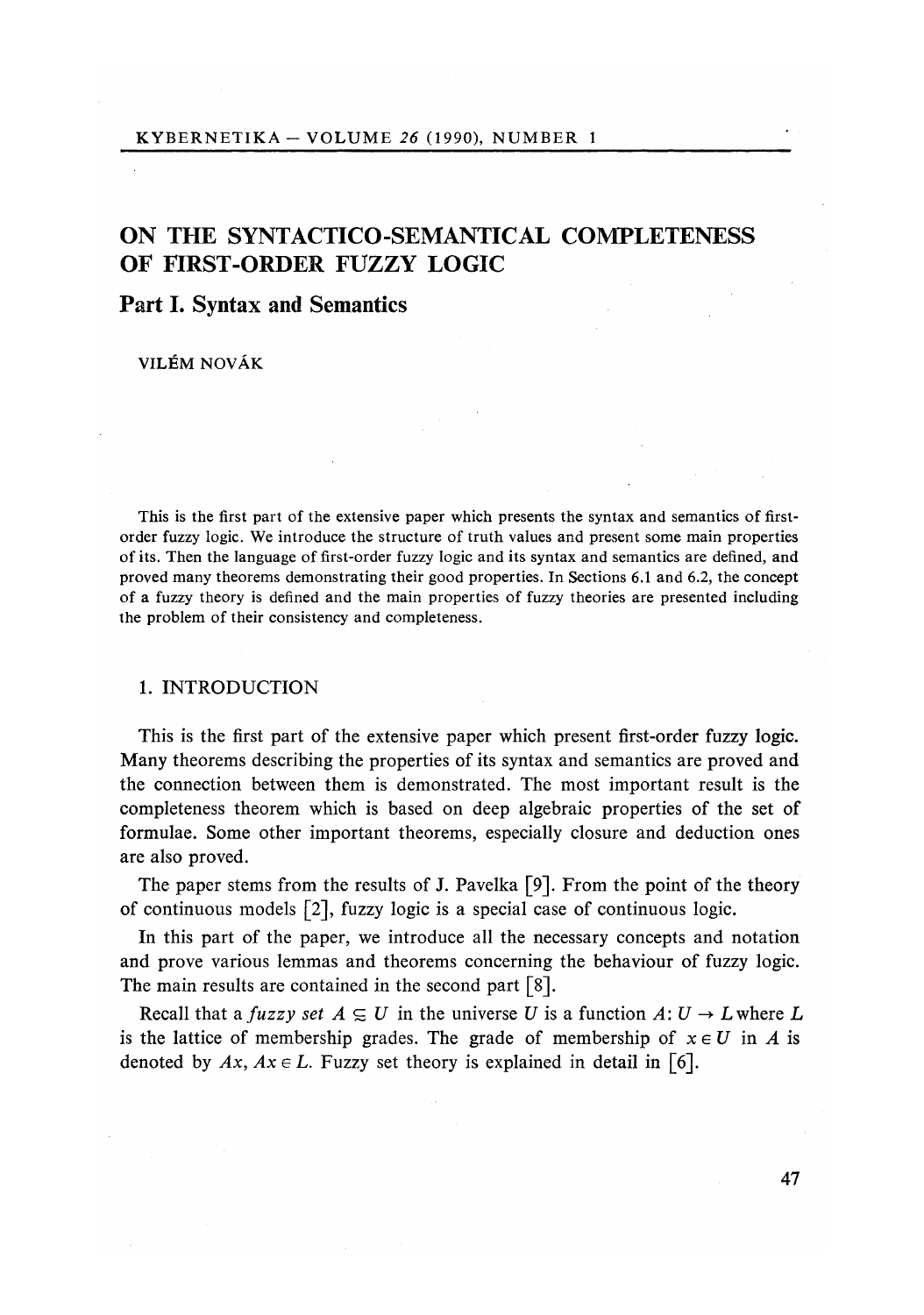# ON THE SYNTACTICO-SEMANTICAL COMPLETENESS OF FIRST-ORDER FUZZY LOGIC

## Part I. Syntax and Semantics

VILÉM NOVÁK

This is the first part of the extensive paper which presents the syntax and semantics of first-order fuzzy logic. We introduce the structure of truth values and present some main properties of its. Then the language of first-order fuzzy logic and its syntax and semantics are defined, and proved many theorems demonstrating their good properties. In Sections 6.1 and 6.2, the concept of a fuzzy theory is defined and the main properties of fuzzy theories are presented including the problem of their consistency and completeness.

## 1. INTRODUCTION

This is the first part of the extensive paper which present first-order fuzzy logic. Many theorems describing the properties of its syntax and semantics are proved and the connection between them is demonstrated. The most important result is the completeness theorem which is based on deep algebraic properties of the set of formulae. Some other important theorems, especially closure and deduction ones are also proved.

The paper stems from the results of J. Pavelka [9]. From the point of the theory of continuous models [2], fuzzy logic is a special case of continuous logic.

In this part of the paper, we introduce all the necessary concepts and notation and prove various lemmas and theorems concerning the behaviour of fuzzy logic. The main results are contained in the second part [8].

Recall that a *fuzzy set* $A \subsetapprox U$ in the universe $U$ is a function $A: U \to L$ where $L$ is the lattice of membership grades. The grade of membership of $x \in U$ in $A$ is denoted by $Ax$, $Ax \in L$. Fuzzy set theory is explained in detail in [6].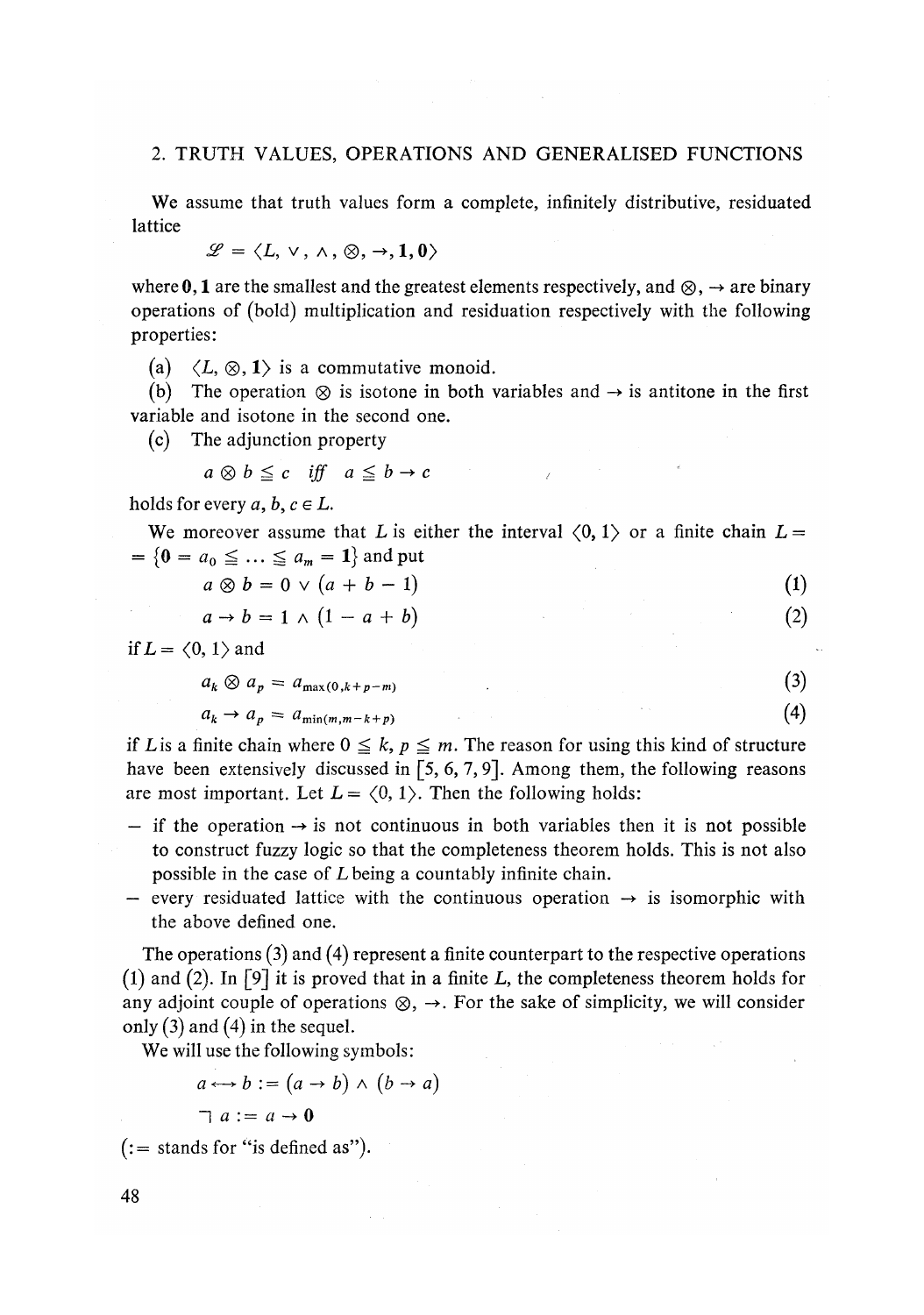## 2. TRUTH VALUES, OPERATIONS AND GENERALISED FUNCTIONS

We assume that truth values form a complete, infinitely distributive, residuated lattice

$$\mathcal{L} = \langle L, \vee, \wedge, \otimes, \rightarrow, \mathbf{1}, \mathbf{0} \rangle$$

where $\mathbf{0}, \mathbf{1}$ are the smallest and the greatest elements respectively, and $\otimes$, $\rightarrow$ are binary operations of (bold) multiplication and residuation respectively with the following properties:

(a) $\langle L, \otimes, \mathbf{1} \rangle$ is a commutative monoid.

(b) The operation $\otimes$ is isotone in both variables and $\rightarrow$ is antitone in the first variable and isotone in the second one.

(c) The adjunction property

$$a \otimes b \leqq c \quad \textit{iff} \quad a \leqq b \rightarrow c$$

holds for every $a, b, c \in L$.

We moreover assume that $L$ is either the interval $\langle 0, 1 \rangle$ or a finite chain $L = \{\mathbf{0} = a_0 \leqq \ldots \leqq a_m = \mathbf{1}\}$ and put

$$a \otimes b = 0 \vee (a + b - 1) \tag{1}$$

$$a \rightarrow b = 1 \wedge (1 - a + b) \tag{2}$$

if $L = \langle 0, 1 \rangle$ and

$$a_k \otimes a_p = a_{\max(0, k+p-m)} \tag{3}$$

$$a_k \rightarrow a_p = a_{\min(m, m-k+p)} \tag{4}$$

if $L$ is a finite chain where $0 \leqq k, p \leqq m$. The reason for using this kind of structure have been extensively discussed in [5, 6, 7, 9]. Among them, the following reasons are most important. Let $L = \langle 0, 1 \rangle$. Then the following holds:

- if the operation $\rightarrow$ is not continuous in both variables then it is not possible to construct fuzzy logic so that the completeness theorem holds. This is not also possible in the case of $L$ being a countably infinite chain.
- every residuated lattice with the continuous operation $\rightarrow$ is isomorphic with the above defined one.

The operations (3) and (4) represent a finite counterpart to the respective operations (1) and (2). In [9] it is proved that in a finite $L$, the completeness theorem holds for any adjoint couple of operations $\otimes$, $\rightarrow$. For the sake of simplicity, we will consider only (3) and (4) in the sequel.

We will use the following symbols:

$$a \longleftrightarrow b := (a \rightarrow b) \wedge (b \rightarrow a)$$

$$\neg\, a := a \rightarrow \mathbf{0}$$

($:=$ stands for "is defined as").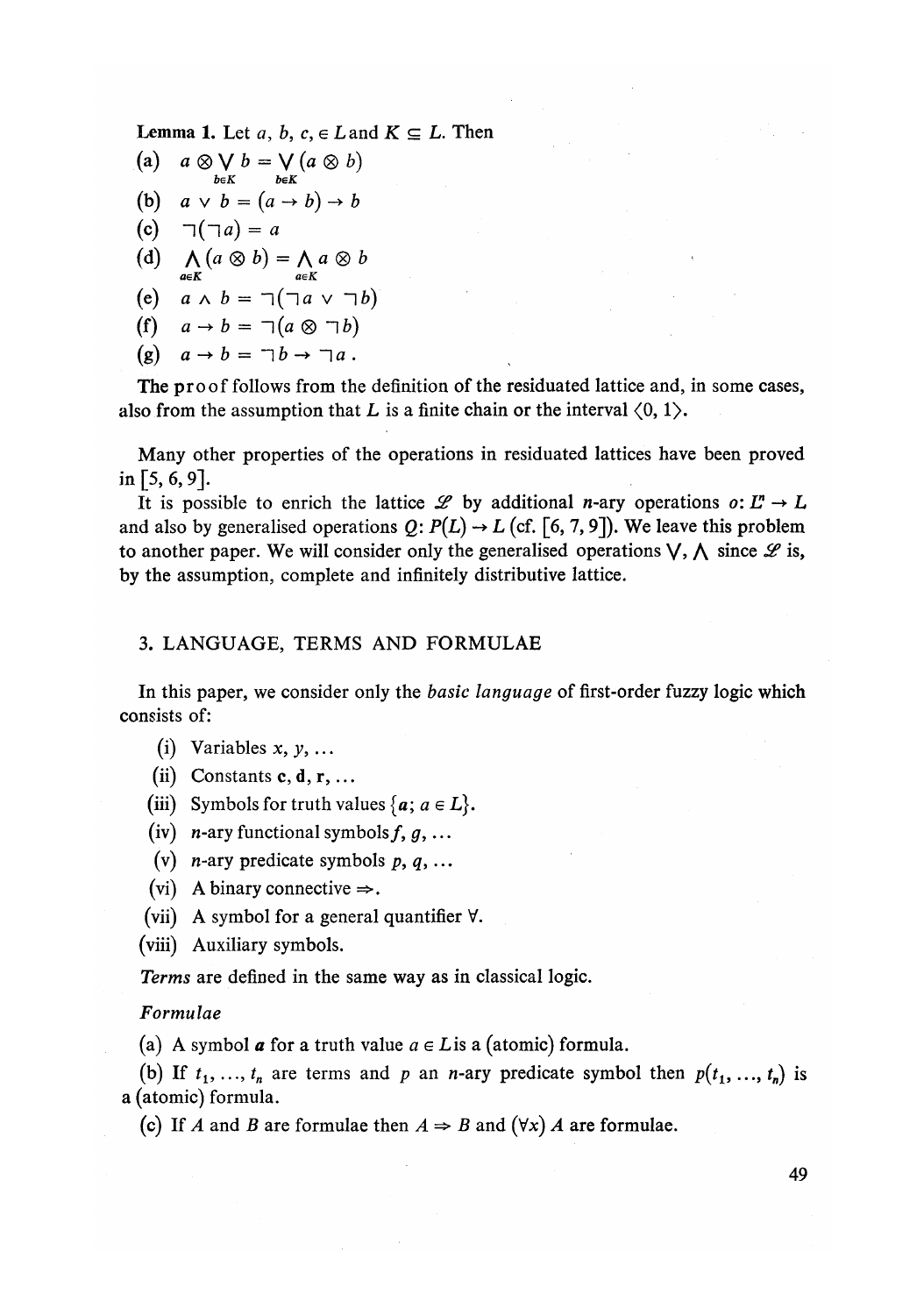**Lemma 1.** Let $a, b, c, \in L$ and $K \subseteq L$. Then

(a) $a \otimes \bigvee_{b \in K} b = \bigvee_{b \in K} (a \otimes b)$

(b) $a \vee b = (a \rightarrow b) \rightarrow b$

(c) $\neg(\neg a) = a$

(d) $\bigwedge_{a \in K} (a \otimes b) = \bigwedge_{a \in K} a \otimes b$

(e) $a \wedge b = \neg(\neg a \vee \neg b)$

(f) $a \rightarrow b = \neg(a \otimes \neg b)$

(g) $a \rightarrow b = \neg b \rightarrow \neg a$.

The proof follows from the definition of the residuated lattice and, in some cases, also from the assumption that $L$ is a finite chain or the interval $\langle 0, 1 \rangle$.

Many other properties of the operations in residuated lattices have been proved in [5, 6, 9].

It is possible to enrich the lattice $\mathscr{L}$ by additional $n$-ary operations $o: L^n \rightarrow L$ and also by generalised operations $Q: P(L) \rightarrow L$ (cf. [6, 7, 9]). We leave this problem to another paper. We will consider only the generalised operations $\bigvee, \bigwedge$ since $\mathscr{L}$ is, by the assumption, complete and infinitely distributive lattice.

## 3. LANGUAGE, TERMS AND FORMULAE

In this paper, we consider only the *basic language* of first-order fuzzy logic which consists of:

(i) Variables $x, y, \ldots$

(ii) Constants $\mathbf{c}, \mathbf{d}, \mathbf{r}, \ldots$

(iii) Symbols for truth values $\{\boldsymbol{a}; a \in L\}$.

(iv) $n$-ary functional symbols $f, g, \ldots$

(v) $n$-ary predicate symbols $p, q, \ldots$

(vi) A binary connective $\Rightarrow$.

(vii) A symbol for a general quantifier $\forall$.

(viii) Auxiliary symbols.

*Terms* are defined in the same way as in classical logic.

*Formulae*

(a) A symbol $\boldsymbol{a}$ for a truth value $a \in L$ is a (atomic) formula.

(b) If $t_1, \ldots, t_n$ are terms and $p$ an $n$-ary predicate symbol then $p(t_1, \ldots, t_n)$ is a (atomic) formula.

(c) If $A$ and $B$ are formulae then $A \Rightarrow B$ and $(\forall x) A$ are formulae.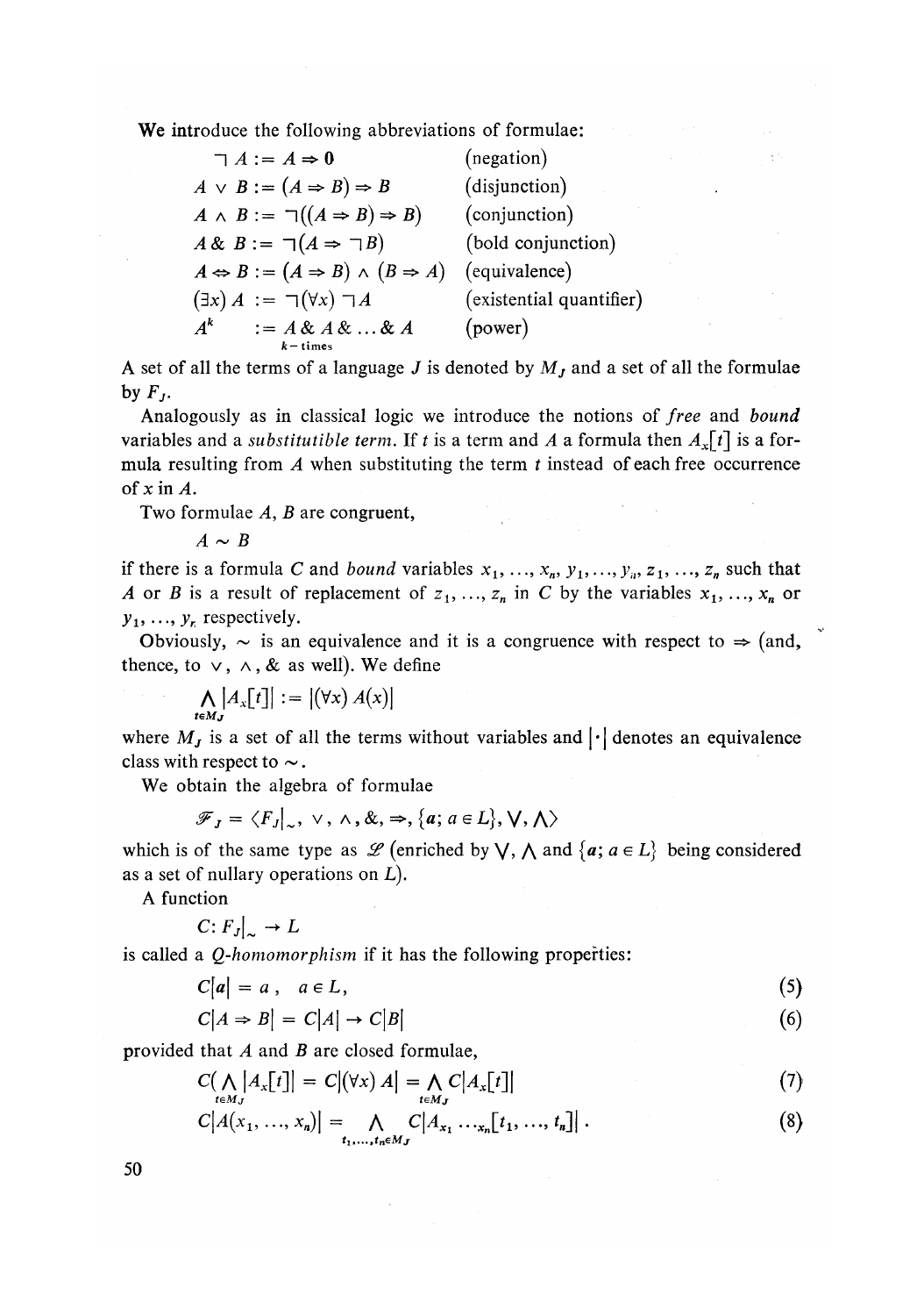We introduce the following abbreviations of formulae:

$$
\begin{array}{lll}
\neg A := A \Rightarrow \mathbf{0} & & \text{(negation)} \\
A \vee B := (A \Rightarrow B) \Rightarrow B & & \text{(disjunction)} \\
A \wedge B := \neg((A \Rightarrow B) \Rightarrow B) & & \text{(conjunction)} \\
A \,\&\, B := \neg(A \Rightarrow \neg B) & & \text{(bold conjunction)} \\
A \Leftrightarrow B := (A \Rightarrow B) \wedge (B \Rightarrow A) & & \text{(equivalence)} \\
(\exists x)\, A := \neg(\forall x) \neg A & & \text{(existential quantifier)} \\
A^k \quad := \underbrace{A \,\&\, A \,\&\, \ldots \,\&\, A}_{k-\text{times}} & & \text{(power)}
\end{array}
$$

A set of all the terms of a language $J$ is denoted by $M_J$ and a set of all the formulae by $F_J$.

Analogously as in classical logic we introduce the notions of *free* and *bound* variables and a *substitutible term*. If $t$ is a term and $A$ a formula then $A_x[t]$ is a formula resulting from $A$ when substituting the term $t$ instead of each free occurrence of $x$ in $A$.

Two formulae $A$, $B$ are congruent,

$$A \sim B$$

if there is a formula $C$ and *bound* variables $x_1, \ldots, x_n, y_1, \ldots, y_n, z_1, \ldots, z_n$ such that $A$ or $B$ is a result of replacement of $z_1, \ldots, z_n$ in $C$ by the variables $x_1, \ldots, x_n$ or $y_1, \ldots, y_n$ respectively.

Obviously, $\sim$ is an equivalence and it is a congruence with respect to $\Rightarrow$ (and, thence, to $\vee$, $\wedge$, $\&$ as well). We define

$$\bigwedge_{t \in M_J} |A_x[t]| := |(\forall x)\, A(x)|$$

where $M_J$ is a set of all the terms without variables and $|\cdot|$ denotes an equivalence class with respect to $\sim$.

We obtain the algebra of formulae

$$\mathscr{F}_J = \langle F_J|_\sim, \vee, \wedge, \&, \Rightarrow, \{\mathbf{a};\, a \in L\}, \bigvee, \bigwedge \rangle$$

which is of the same type as $\mathscr{L}$ (enriched by $\bigvee$, $\bigwedge$ and $\{\mathbf{a};\, a \in L\}$ being considered as a set of nullary operations on $L$).

A function

$$C \colon F_J|_\sim \to L$$

is called a *Q-homomorphism* if it has the following properties:

$$C|\mathbf{a}| = a\,, \quad a \in L\,, \tag{5}$$

$$C|A \Rightarrow B| = C|A| \to C|B| \tag{6}$$

provided that $A$ and $B$ are closed formulae,

$$C\big(\bigwedge_{t \in M_J} |A_x[t]|\big) = C|(\forall x)\, A| = \bigwedge_{t \in M_J} C|A_x[t]| \tag{7}$$

$$C|A(x_1, \ldots, x_n)| = \bigwedge_{t_1, \ldots, t_n \in M_J} C|A_{x_1 \ldots x_n}[t_1, \ldots, t_n]|\,. \tag{8}$$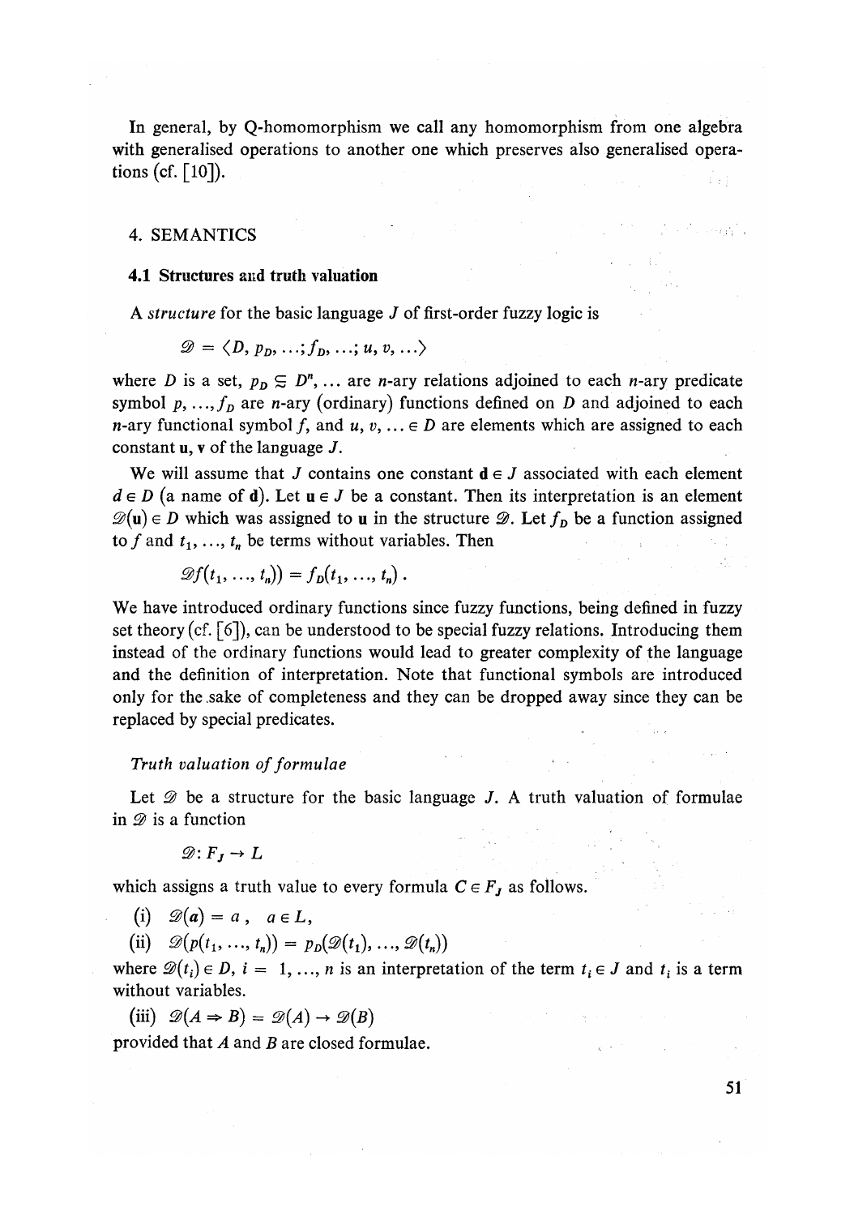In general, by Q-homomorphism we call any homomorphism from one algebra with generalised operations to another one which preserves also generalised operations (cf. [10]).

## 4. SEMANTICS

### 4.1 Structures and truth valuation

A *structure* for the basic language $J$ of first-order fuzzy logic is

$$\mathscr{D} = \langle D, p_D, \ldots; f_D, \ldots; u, v, \ldots \rangle$$

where $D$ is a set, $p_D \subsetneq D^n, \ldots$ are $n$-ary relations adjoined to each $n$-ary predicate symbol $p, \ldots, f_D$ are $n$-ary (ordinary) functions defined on $D$ and adjoined to each $n$-ary functional symbol $f$, and $u, v, \ldots \in D$ are elements which are assigned to each constant $\mathbf{u}, \mathbf{v}$ of the language $J$.

We will assume that $J$ contains one constant $\mathbf{d} \in J$ associated with each element $d \in D$ (a name of $\mathbf{d}$). Let $\mathbf{u} \in J$ be a constant. Then its interpretation is an element $\mathscr{D}(\mathbf{u}) \in D$ which was assigned to $\mathbf{u}$ in the structure $\mathscr{D}$. Let $f_D$ be a function assigned to $f$ and $t_1, \ldots, t_n$ be terms without variables. Then

$$\mathscr{D}f(t_1, \ldots, t_n)) = f_D(t_1, \ldots, t_n)\,.$$

We have introduced ordinary functions since fuzzy functions, being defined in fuzzy set theory (cf. [6]), can be understood to be special fuzzy relations. Introducing them instead of the ordinary functions would lead to greater complexity of the language and the definition of interpretation. Note that functional symbols are introduced only for the sake of completeness and they can be dropped away since they can be replaced by special predicates.

*Truth valuation of formulae*

Let $\mathscr{D}$ be a structure for the basic language $J$. A truth valuation of formulae in $\mathscr{D}$ is a function

$$\mathscr{D}: F_J \rightarrow L$$

which assigns a truth value to every formula $C \in F_J$ as follows.

(i) $\mathscr{D}(\mathbf{a}) = a\,, \quad a \in L,$

(ii) $\mathscr{D}(p(t_1, \ldots, t_n)) = p_D(\mathscr{D}(t_1), \ldots, \mathscr{D}(t_n))$

where $\mathscr{D}(t_i) \in D$, $i = 1, \ldots, n$ is an interpretation of the term $t_i \in J$ and $t_i$ is a term without variables.

(iii) $\mathscr{D}(A \Rightarrow B) = \mathscr{D}(A) \rightarrow \mathscr{D}(B)$

provided that $A$ and $B$ are closed formulae.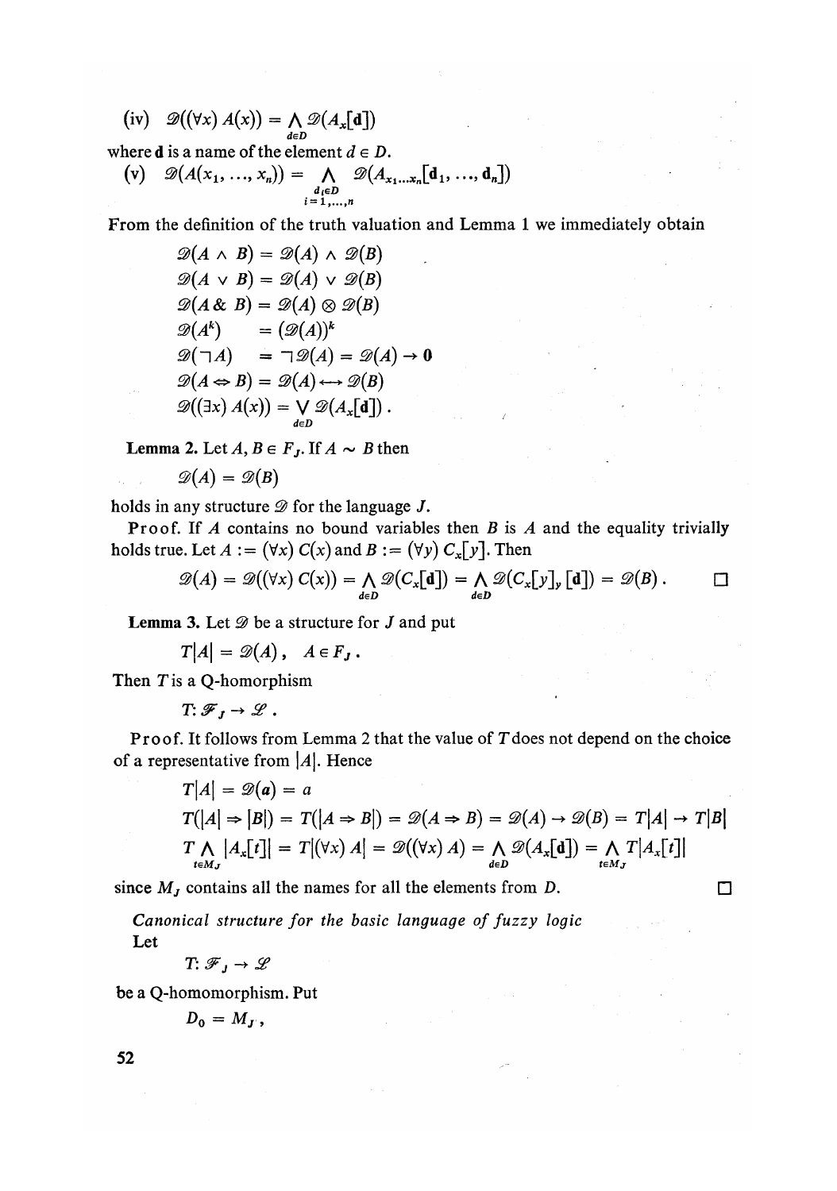(iv) $\mathscr{D}((\forall x)\, A(x)) = \bigwedge_{d \in D} \mathscr{D}(A_x[\mathbf{d}])$

where $\mathbf{d}$ is a name of the element $d \in D$.

(v) $\mathscr{D}(A(x_1, \ldots, x_n)) = \bigwedge_{\substack{d_i \in D \\ i=1,\ldots,n}} \mathscr{D}(A_{x_1 \ldots x_n}[\mathbf{d}_1, \ldots, \mathbf{d}_n])$

From the definition of the truth valuation and Lemma 1 we immediately obtain

$$\begin{aligned}
\mathscr{D}(A \wedge B) &= \mathscr{D}(A) \wedge \mathscr{D}(B) \\
\mathscr{D}(A \vee B) &= \mathscr{D}(A) \vee \mathscr{D}(B) \\
\mathscr{D}(A \,\&\, B) &= \mathscr{D}(A) \otimes \mathscr{D}(B) \\
\mathscr{D}(A^k) &= (\mathscr{D}(A))^k \\
\mathscr{D}(\neg A) &= \neg \mathscr{D}(A) = \mathscr{D}(A) \to \mathbf{0} \\
\mathscr{D}(A \Leftrightarrow B) &= \mathscr{D}(A) \longleftrightarrow \mathscr{D}(B) \\
\mathscr{D}((\exists x)\, A(x)) &= \bigvee_{d \in D} \mathscr{D}(A_x[\mathbf{d}]) .
\end{aligned}$$

**Lemma 2.** Let $A, B \in F_J$. If $A \sim B$ then

$$\mathscr{D}(A) = \mathscr{D}(B)$$

holds in any structure $\mathscr{D}$ for the language $J$.

**Proof.** If $A$ contains no bound variables then $B$ is $A$ and the equality trivially holds true. Let $A := (\forall x)\, C(x)$ and $B := (\forall y)\, C_x[y]$. Then

$$\mathscr{D}(A) = \mathscr{D}((\forall x)\, C(x)) = \bigwedge_{d \in D} \mathscr{D}(C_x[\mathbf{d}]) = \bigwedge_{d \in D} \mathscr{D}(C_x[y]_y\,[\mathbf{d}]) = \mathscr{D}(B) . \qquad \square$$

**Lemma 3.** Let $\mathscr{D}$ be a structure for $J$ and put

$$T|A| = \mathscr{D}(A) , \quad A \in F_J .$$

Then $T$ is a Q-homorphism

$$T\colon \mathscr{F}_J \to \mathscr{L} .$$

**Proof.** It follows from Lemma 2 that the value of $T$ does not depend on the choice of a representative from $|A|$. Hence

$$\begin{aligned}
&T|A| = \mathscr{D}(\mathbf{a}) = a \\
&T(|A| \Rightarrow |B|) = T(|A \Rightarrow B|) = \mathscr{D}(A \Rightarrow B) = \mathscr{D}(A) \to \mathscr{D}(B) = T|A| \to T|B| \\
&T \bigwedge_{t \in M_J} |A_x[t]| = T|(\forall x)\, A| = \mathscr{D}((\forall x)\, A) = \bigwedge_{d \in D} \mathscr{D}(A_x[\mathbf{d}]) = \bigwedge_{t \in M_J} T|A_x[t]|
\end{aligned}$$

since $M_J$ contains all the names for all the elements from $D$. $\square$

*Canonical structure for the basic language of fuzzy logic*

Let

$$T\colon \mathscr{F}_J \to \mathscr{L}$$

be a Q-homomorphism. Put

$$D_0 = M_J ,$$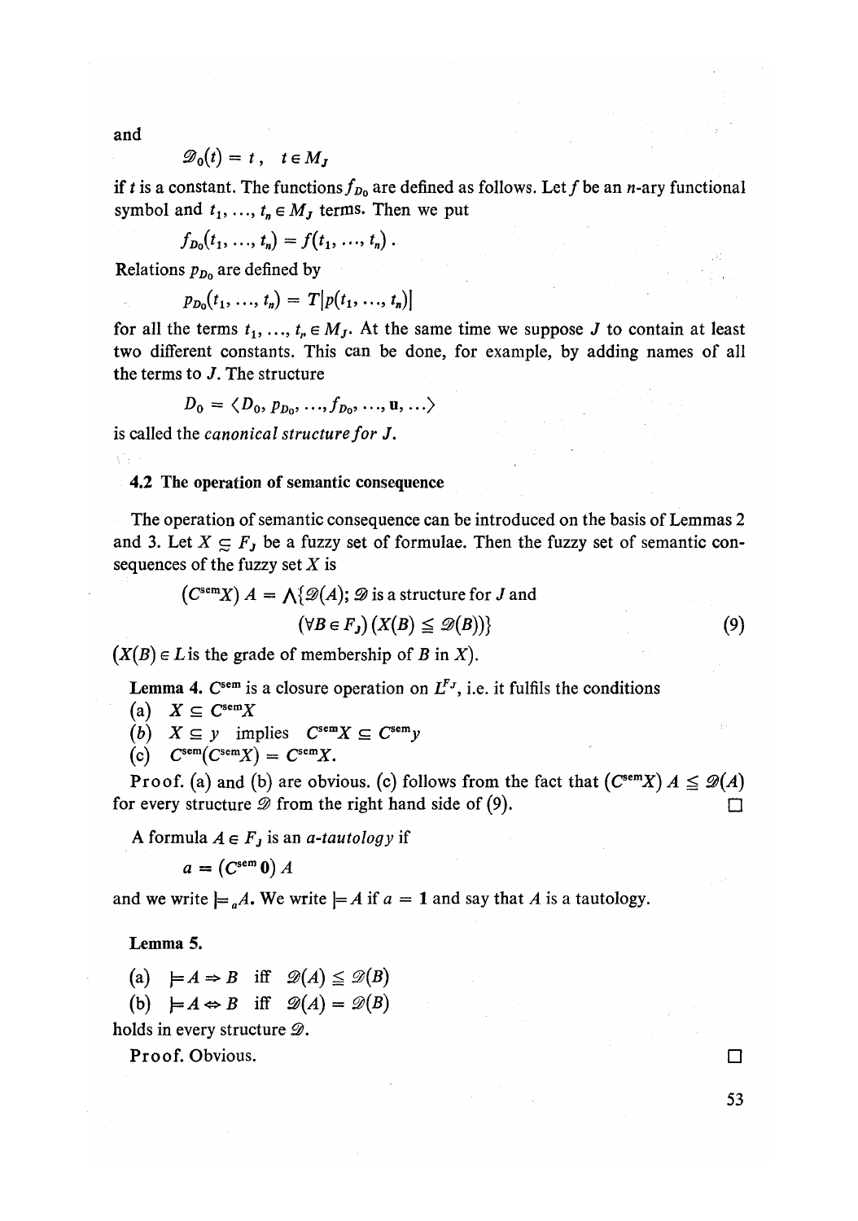and

$$\mathscr{D}_0(t) = t\,, \quad t \in M_J$$

if $t$ is a constant. The functions $f_{D_0}$ are defined as follows. Let $f$ be an $n$-ary functional symbol and $t_1, \ldots, t_n \in M_J$ terms. Then we put

$$f_{D_0}(t_1, \ldots, t_n) = f(t_1, \ldots, t_n)\,.$$

Relations $p_{D_0}$ are defined by

$$p_{D_0}(t_1, \ldots, t_n) = T|p(t_1, \ldots, t_n)|$$

for all the terms $t_1, \ldots, t_n \in M_J$. At the same time we suppose $J$ to contain at least two different constants. This can be done, for example, by adding names of all the terms to $J$. The structure

$$D_0 = \langle D_0, p_{D_0}, \ldots, f_{D_0}, \ldots, \mathbf{u}, \ldots \rangle$$

is called the *canonical structure for J*.

### 4.2 The operation of semantic consequence

The operation of semantic consequence can be introduced on the basis of Lemmas 2 and 3. Let $X \subseteq F_J$ be a fuzzy set of formulae. Then the fuzzy set of semantic consequences of the fuzzy set $X$ is

$$(C^{\text{sem}}X)\, A = \bigwedge \{\mathscr{D}(A);\, \mathscr{D} \text{ is a structure for } J \text{ and } (\forall B \in F_J)\,(X(B) \leqq \mathscr{D}(B))\} \tag{9}$$

($X(B) \in L$ is the grade of membership of $B$ in $X$).

**Lemma 4.** $C^{\text{sem}}$ is a closure operation on $L^{F_J}$, i.e. it fulfils the conditions

(a) $X \subseteq C^{\text{sem}}X$

(b) $X \subseteq y$ implies $C^{\text{sem}}X \subseteq C^{\text{sem}}y$

(c) $C^{\text{sem}}(C^{\text{sem}}X) = C^{\text{sem}}X$.

Proof. (a) and (b) are obvious. (c) follows from the fact that $(C^{\text{sem}}X)\, A \leqq \mathscr{D}(A)$ for every structure $\mathscr{D}$ from the right hand side of (9). □

A formula $A \in F_J$ is an *a-tautology* if

$$a = (C^{\text{sem}}\,\mathbf{0})\, A$$

and we write $\models_a A$. We write $\models A$ if $a = \mathbf{1}$ and say that $A$ is a tautology.

**Lemma 5.**

(a) $\models A \Rightarrow B$ iff $\mathscr{D}(A) \leqq \mathscr{D}(B)$

(b) $\models A \Leftrightarrow B$ iff $\mathscr{D}(A) = \mathscr{D}(B)$

holds in every structure $\mathscr{D}$.

Proof. Obvious. □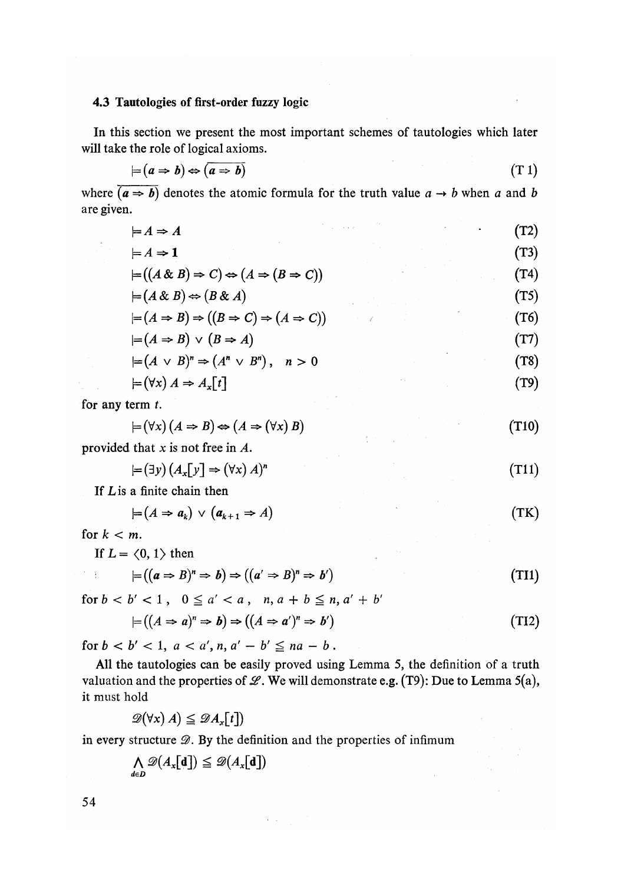### 4.3 Tautologies of first-order fuzzy logic

In this section we present the most important schemes of tautologies which later will take the role of logical axioms.

$$\models (\mathbf{a} \Rightarrow \mathbf{b}) \Leftrightarrow \overline{(\mathbf{a} \Rightarrow \mathbf{b})} \tag{T 1}$$

where $\overline{(\mathbf{a} \Rightarrow \mathbf{b})}$ denotes the atomic formula for the truth value $a \rightarrow b$ when $a$ and $b$ are given.

$$\models A \Rightarrow A \tag{T2}$$

$$\models A \Rightarrow \mathbf{1} \tag{T3}$$

$$\models ((A \,\&\, B) \Rightarrow C) \Leftrightarrow (A \Rightarrow (B \Rightarrow C)) \tag{T4}$$

$$\models (A \,\&\, B) \Leftrightarrow (B \,\&\, A) \tag{T5}$$

$$\models (A \Rightarrow B) \Rightarrow ((B \Rightarrow C) \Rightarrow (A \Rightarrow C)) \tag{T6}$$

$$\models (A \Rightarrow B) \vee (B \Rightarrow A) \tag{T7}$$

$$\models (A \vee B)^n \Rightarrow (A^n \vee B^n), \quad n > 0 \tag{T8}$$

$$\models (\forall x)\, A \Rightarrow A_x[t] \tag{T9}$$

for any term $t$.

$$\models (\forall x)\,(A \Rightarrow B) \Leftrightarrow (A \Rightarrow (\forall x)\, B) \tag{T10}$$

provided that $x$ is not free in $A$.

$$\models (\exists y)\,(A_x[y] \Rightarrow (\forall x)\, A)^n \tag{T11}$$

If $L$ is a finite chain then

$$\models (A \Rightarrow \mathbf{a}_k) \vee (\mathbf{a}_{k+1} \Rightarrow A) \tag{TK}$$

for $k < m$.

If $L = \langle 0, 1\rangle$ then

$$\models ((\mathbf{a} \Rightarrow B)^n \Rightarrow \mathbf{b}) \Rightarrow ((\mathbf{a}' \Rightarrow B)^n \Rightarrow \mathbf{b}') \tag{TI1}$$

for $b < b' < 1, \quad 0 \leqq a' < a, \quad n, a + b \leqq n, a' + b'$

$$\models ((A \Rightarrow \mathbf{a})^n \Rightarrow \mathbf{b}) \Rightarrow ((A \Rightarrow \mathbf{a}')^n \Rightarrow \mathbf{b}') \tag{TI2}$$

for $b < b' < 1, \; a < a', n, a' - b' \leqq na - b$.

All the tautologies can be easily proved using Lemma 5, the definition of a truth valuation and the properties of $\mathscr{L}$. We will demonstrate e.g. (T9): Due to Lemma 5(a), it must hold

$$\mathscr{D}(\forall x)\, A) \leqq \mathscr{D}A_x[t])$$

in every structure $\mathscr{D}$. By the definition and the properties of infimum

$$\bigwedge_{d \in D} \mathscr{D}(A_x[\mathbf{d}]) \leqq \mathscr{D}(A_x[\mathbf{d}])$$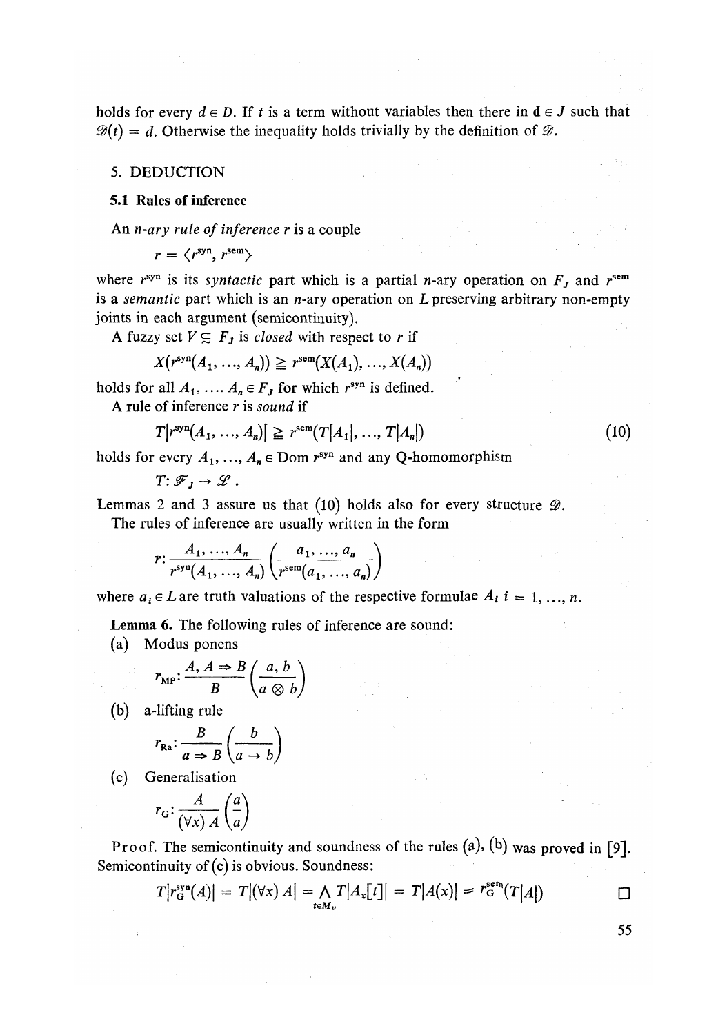holds for every $d \in D$. If $t$ is a term without variables then there in $\mathbf{d} \in J$ such that $\mathscr{D}(t) = d$. Otherwise the inequality holds trivially by the definition of $\mathscr{D}$.

## 5. DEDUCTION

### 5.1 Rules of inference

An *n-ary rule of inference* $r$ is a couple

$$r = \langle r^{\text{syn}}, r^{\text{sem}} \rangle$$

where $r^{\text{syn}}$ is its *syntactic* part which is a partial $n$-ary operation on $F_J$ and $r^{\text{sem}}$ is a *semantic* part which is an $n$-ary operation on $L$ preserving arbitrary non-empty joints in each argument (semicontinuity).

A fuzzy set $V \subsetneq F_J$ is *closed* with respect to $r$ if

$$X(r^{\text{syn}}(A_1, \ldots, A_n)) \geqq r^{\text{sem}}(X(A_1), \ldots, X(A_n))$$

holds for all $A_1, \ldots, A_n \in F_J$ for which $r^{\text{syn}}$ is defined.

A rule of inference $r$ is *sound* if

$$T|r^{\text{syn}}(A_1, \ldots, A_n)| \geqq r^{\text{sem}}(T|A_1|, \ldots, T|A_n|) \tag{10}$$

holds for every $A_1, \ldots, A_n \in \operatorname{Dom} r^{\text{syn}}$ and any Q-homomorphism

$$T : \mathscr{F}_J \to \mathscr{L}\,.$$

Lemmas 2 and 3 assure us that (10) holds also for every structure $\mathscr{D}$.

The rules of inference are usually written in the form

$$r\colon \frac{A_1, \ldots, A_n}{r^{\text{syn}}(A_1, \ldots, A_n)} \left( \frac{a_1, \ldots, a_n}{r^{\text{sem}}(a_1, \ldots, a_n)} \right)$$

where $a_i \in L$ are truth valuations of the respective formulae $A_i$ $i = 1, \ldots, n$.

**Lemma 6.** The following rules of inference are sound:

(a) Modus ponens

$$r_{\text{MP}}\colon \frac{A, A \Rightarrow B}{B} \left( \frac{a, b}{a \otimes b} \right)$$

(b) a-lifting rule

$$r_{\text{Ra}}\colon \frac{B}{\mathbf{a} \Rightarrow B} \left( \frac{b}{a \to b} \right)$$

(c) Generalisation

$$r_{\text{G}}\colon \frac{A}{(\forall x)\, A} \left( \frac{a}{a} \right)$$

Proof. The semicontinuity and soundness of the rules (a), (b) was proved in [9]. Semicontinuity of (c) is obvious. Soundness:

$$T|r_{\text{G}}^{\text{syn}}(A)| = T|(\forall x)\, A| = \bigwedge_{t \in M_v} T|A_x[t]| = T|A(x)| = r_{\text{G}}^{\text{sem}}(T|A|) \qquad \square$$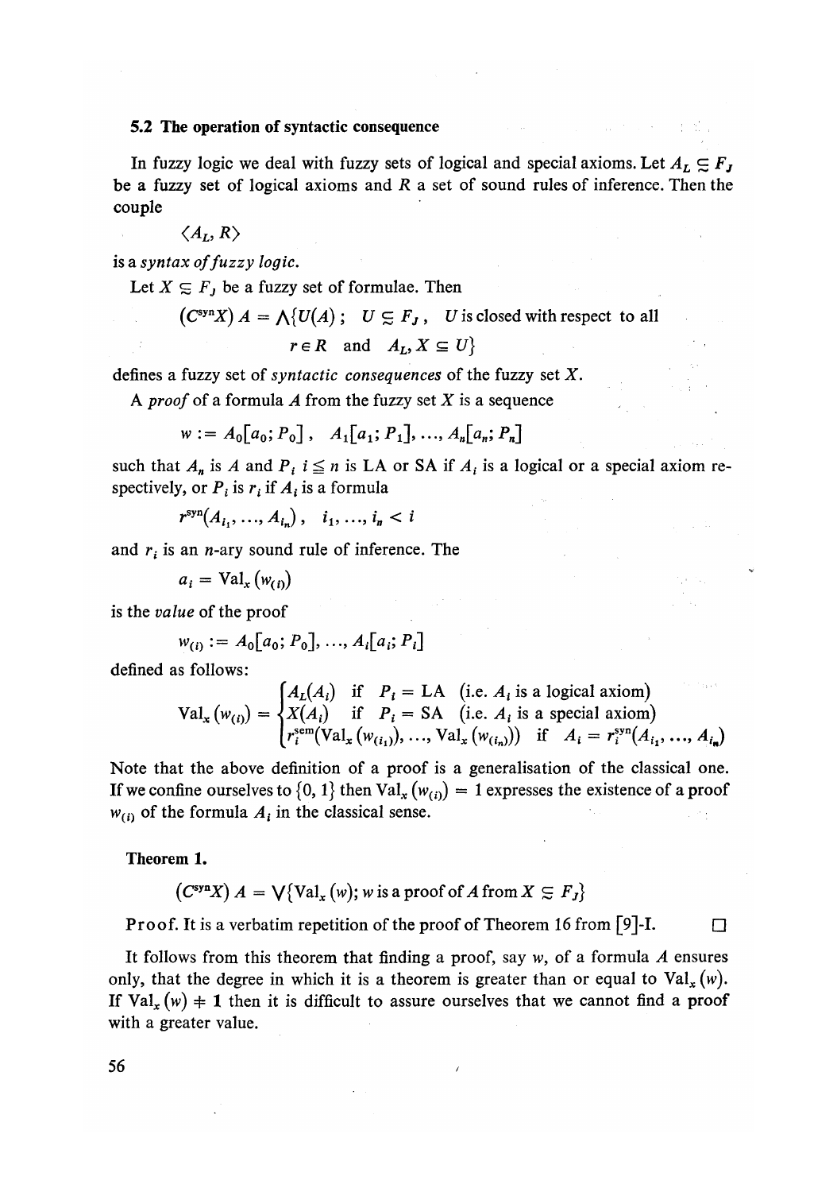### 5.2 The operation of syntactic consequence

In fuzzy logic we deal with fuzzy sets of logical and special axioms. Let $A_L \subsetneqq F_J$ be a fuzzy set of logical axioms and $R$ a set of sound rules of inference. Then the couple

$$\langle A_L, R \rangle$$

is a *syntax of fuzzy logic*.

Let $X \subsetneqq F_J$ be a fuzzy set of formulae. Then

$$(C^{\text{syn}}X)\, A = \bigwedge\{U(A)\,;\ U \subsetneqq F_J\,,\ U \text{ is closed with respect to all } r \in R \text{ and } A_L, X \subseteq U\}$$

defines a fuzzy set of *syntactic consequences* of the fuzzy set $X$.

A *proof* of a formula $A$ from the fuzzy set $X$ is a sequence

$$w := A_0[a_0; P_0]\,,\ \ A_1[a_1; P_1], \ldots, A_n[a_n; P_n]$$

such that $A_n$ is $A$ and $P_i$ $i \leqq n$ is LA or SA if $A_i$ is a logical or a special axiom respectively, or $P_i$ is $r_i$ if $A_i$ is a formula

$$r^{\text{syn}}(A_{i_1}, \ldots, A_{i_n})\,,\quad i_1, \ldots, i_n < i$$

and $r_i$ is an $n$-ary sound rule of inference. The

$$a_i = \text{Val}_x\left(w_{(i)}\right)$$

is the *value* of the proof

$$w_{(i)} := A_0[a_0; P_0], \ldots, A_i[a_i; P_i]$$

defined as follows:

$$\text{Val}_x\left(w_{(i)}\right) = \begin{cases} A_L(A_i) & \text{if } P_i = \text{LA} \ \ \text{(i.e. } A_i \text{ is a logical axiom)} \\ X(A_i) & \text{if } P_i = \text{SA} \ \ \text{(i.e. } A_i \text{ is a special axiom)} \\ r_i^{\text{sem}}(\text{Val}_x(w_{(i_1)}), \ldots, \text{Val}_x(w_{(i_n)})) & \text{if } A_i = r_i^{\text{syn}}(A_{i_1}, \ldots, A_{i_n}) \end{cases}$$

Note that the above definition of a proof is a generalisation of the classical one. If we confine ourselves to $\{0, 1\}$ then $\text{Val}_x\left(w_{(i)}\right) = 1$ expresses the existence of a proof $w_{(i)}$ of the formula $A_i$ in the classical sense.

**Theorem 1.**

$$(C^{\text{syn}}X)\, A = \bigvee\{\text{Val}_x(w);\ w \text{ is a proof of } A \text{ from } X \subsetneqq F_J\}$$

Proof. It is a verbatim repetition of the proof of Theorem 16 from [9]-I. □

It follows from this theorem that finding a proof, say $w$, of a formula $A$ ensures only, that the degree in which it is a theorem is greater than or equal to $\text{Val}_x(w)$. If $\text{Val}_x(w) \neq 1$ then it is difficult to assure ourselves that we cannot find a proof with a greater value.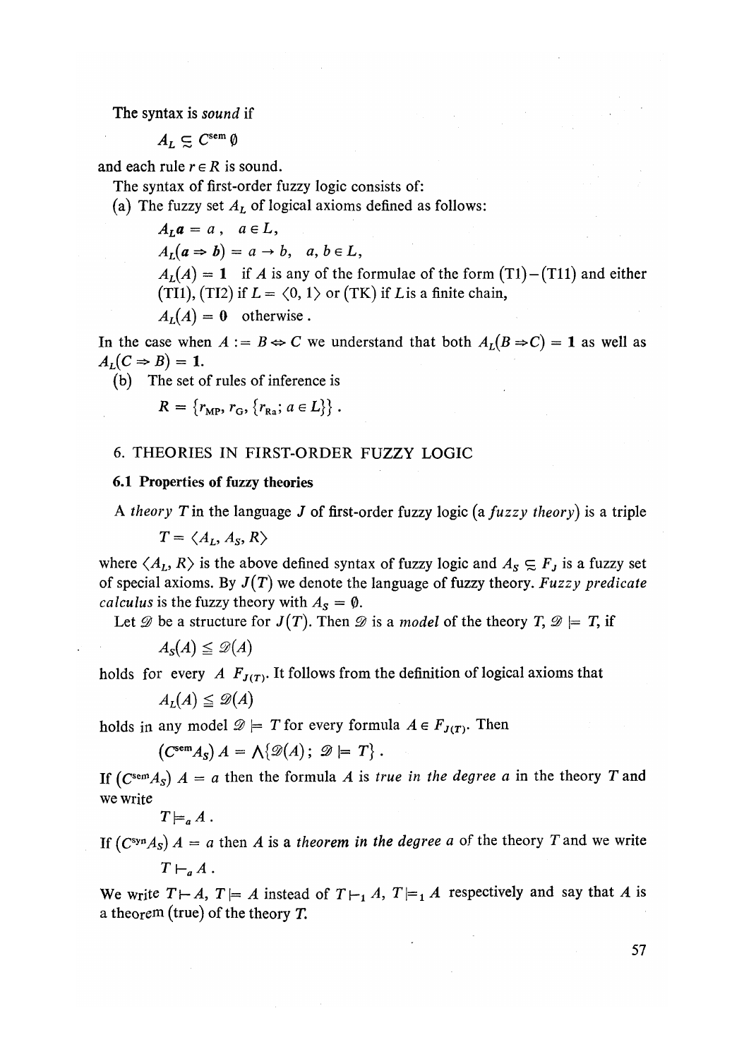The syntax is *sound* if

$$A_L \subsetapprox C^{\text{sem}}\,\emptyset$$

and each rule $r \in R$ is sound.

The syntax of first-order fuzzy logic consists of:

(a) The fuzzy set $A_L$ of logical axioms defined as follows:

$$A_L\mathbf{a} = a\,, \quad a \in L,$$

$$A_L(\mathbf{a} \Rightarrow \mathbf{b}) = a \rightarrow b, \quad a, b \in L,$$

$A_L(A) = \mathbf{1}$ if $A$ is any of the formulae of the form (T1)–(T11) and either (TI1), (TI2) if $L = \langle 0, 1\rangle$ or (TK) if $L$ is a finite chain,

$A_L(A) = \mathbf{0}$ otherwise.

In the case when $A := B \Leftrightarrow C$ we understand that both $A_L(B \Rightarrow C) = \mathbf{1}$ as well as $A_L(C \Rightarrow B) = \mathbf{1}$.

(b) The set of rules of inference is

$$R = \{r_{\text{MP}}, r_{\text{G}}, \{r_{\text{Ra}};\, a \in L\}\}\,.$$

## 6. THEORIES IN FIRST-ORDER FUZZY LOGIC

### 6.1 Properties of fuzzy theories

A *theory* $T$ in the language $J$ of first-order fuzzy logic (a *fuzzy theory*) is a triple

$$T = \langle A_L, A_S, R\rangle$$

where $\langle A_L, R\rangle$ is the above defined syntax of fuzzy logic and $A_S \subsetapprox F_J$ is a fuzzy set of special axioms. By $J(T)$ we denote the language of fuzzy theory. *Fuzzy predicate calculus* is the fuzzy theory with $A_S = \emptyset$.

Let $\mathscr{D}$ be a structure for $J(T)$. Then $\mathscr{D}$ is a *model* of the theory $T$, $\mathscr{D} \models T$, if

$$A_S(A) \leq \mathscr{D}(A)$$

holds for every $A$ $F_{J(T)}$. It follows from the definition of logical axioms that

$$A_L(A) \leq \mathscr{D}(A)$$

holds in any model $\mathscr{D} \models T$ for every formula $A \in F_{J(T)}$. Then

$$(C^{\text{sem}} A_S)\, A = \bigwedge\{\mathscr{D}(A);\ \mathscr{D} \models T\}\,.$$

If $(C^{\text{sem}} A_S)\, A = a$ then the formula $A$ is *true in the degree* $a$ in the theory $T$ and we write

$$T \models_a A\,.$$

If $(C^{\text{syn}} A_S)\, A = a$ then $A$ is a *theorem in the degree* $a$ of the theory $T$ and we write

$$T \vdash_a A\,.$$

We write $T \vdash A$, $T \models A$ instead of $T \vdash_1 A$, $T \models_1 A$ respectively and say that $A$ is a theorem (true) of the theory $T$.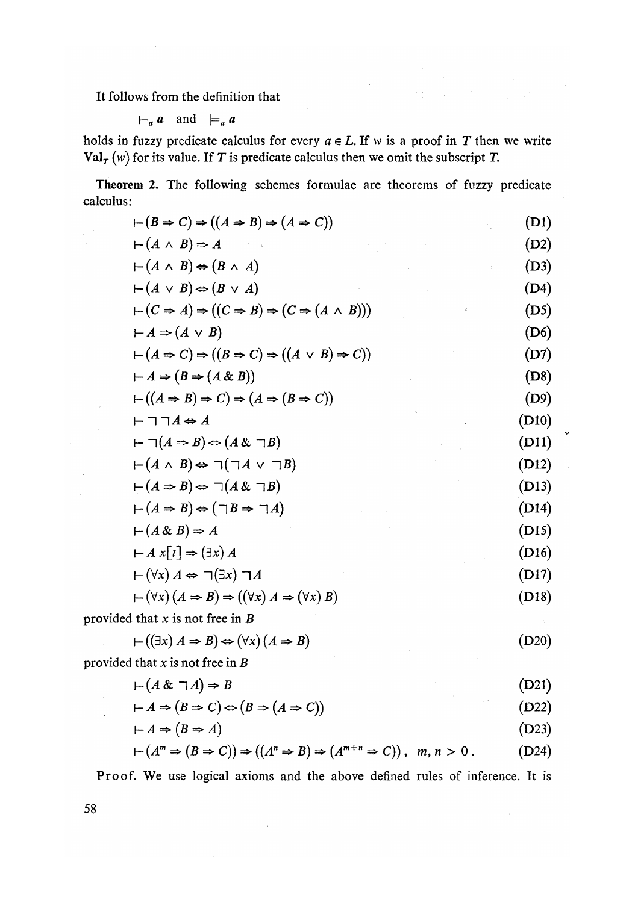It follows from the definition that

$$\vdash_a a \quad \text{and} \quad \models_a a$$

holds in fuzzy predicate calculus for every $a \in L$. If $w$ is a proof in $T$ then we write $\mathrm{Val}_T(w)$ for its value. If $T$ is predicate calculus then we omit the subscript $T$.

**Theorem 2.** The following schemes formulae are theorems of fuzzy predicate calculus:

$$\vdash (B \Rightarrow C) \Rightarrow ((A \Rightarrow B) \Rightarrow (A \Rightarrow C)) \tag{D1}$$

$$\vdash (A \wedge B) \Rightarrow A \tag{D2}$$

$$\vdash (A \wedge B) \Leftrightarrow (B \wedge A) \tag{D3}$$

$$\vdash (A \vee B) \Leftrightarrow (B \vee A) \tag{D4}$$

$$\vdash (C \Rightarrow A) \Rightarrow ((C \Rightarrow B) \Rightarrow (C \Rightarrow (A \wedge B))) \tag{D5}$$

$$\vdash A \Rightarrow (A \vee B) \tag{D6}$$

$$\vdash (A \Rightarrow C) \Rightarrow ((B \Rightarrow C) \Rightarrow ((A \vee B) \Rightarrow C)) \tag{D7}$$

$$\vdash A \Rightarrow (B \Rightarrow (A \,\&\, B)) \tag{D8}$$

$$\vdash ((A \Rightarrow B) \Rightarrow C) \Rightarrow (A \Rightarrow (B \Rightarrow C)) \tag{D9}$$

$$\vdash \neg\neg A \Leftrightarrow A \tag{D10}$$

$$\vdash \neg(A \Rightarrow B) \Leftrightarrow (A \,\&\, \neg B) \tag{D11}$$

$$\vdash (A \wedge B) \Leftrightarrow \neg(\neg A \vee \neg B) \tag{D12}$$

$$\vdash (A \Rightarrow B) \Leftrightarrow \neg(A \,\&\, \neg B) \tag{D13}$$

$$\vdash (A \Rightarrow B) \Leftrightarrow (\neg B \Rightarrow \neg A) \tag{D14}$$

$$\vdash (A \,\&\, B) \Rightarrow A \tag{D15}$$

$$\vdash A\, x[t] \Rightarrow (\exists x)\, A \tag{D16}$$

$$\vdash (\forall x)\, A \Leftrightarrow \neg(\exists x)\, \neg A \tag{D17}$$

$$\vdash (\forall x)\,(A \Rightarrow B) \Rightarrow ((\forall x)\, A \Rightarrow (\forall x)\, B) \tag{D18}$$

provided that $x$ is not free in $B$.

$$\vdash ((\exists x)\, A \Rightarrow B) \Leftrightarrow (\forall x)\,(A \Rightarrow B) \tag{D20}$$

provided that $x$ is not free in $B$

$$\vdash (A \,\&\, \neg A) \Rightarrow B \tag{D21}$$

$$\vdash A \Rightarrow (B \Rightarrow C) \Leftrightarrow (B \Rightarrow (A \Rightarrow C)) \tag{D22}$$

$$\vdash A \Rightarrow (B \Rightarrow A) \tag{D23}$$

$$\vdash (A^m \Rightarrow (B \Rightarrow C)) \Rightarrow ((A^n \Rightarrow B) \Rightarrow (A^{m+n} \Rightarrow C)), \quad m, n > 0 . \tag{D24}$$

Proof. We use logical axioms and the above defined rules of inference. It is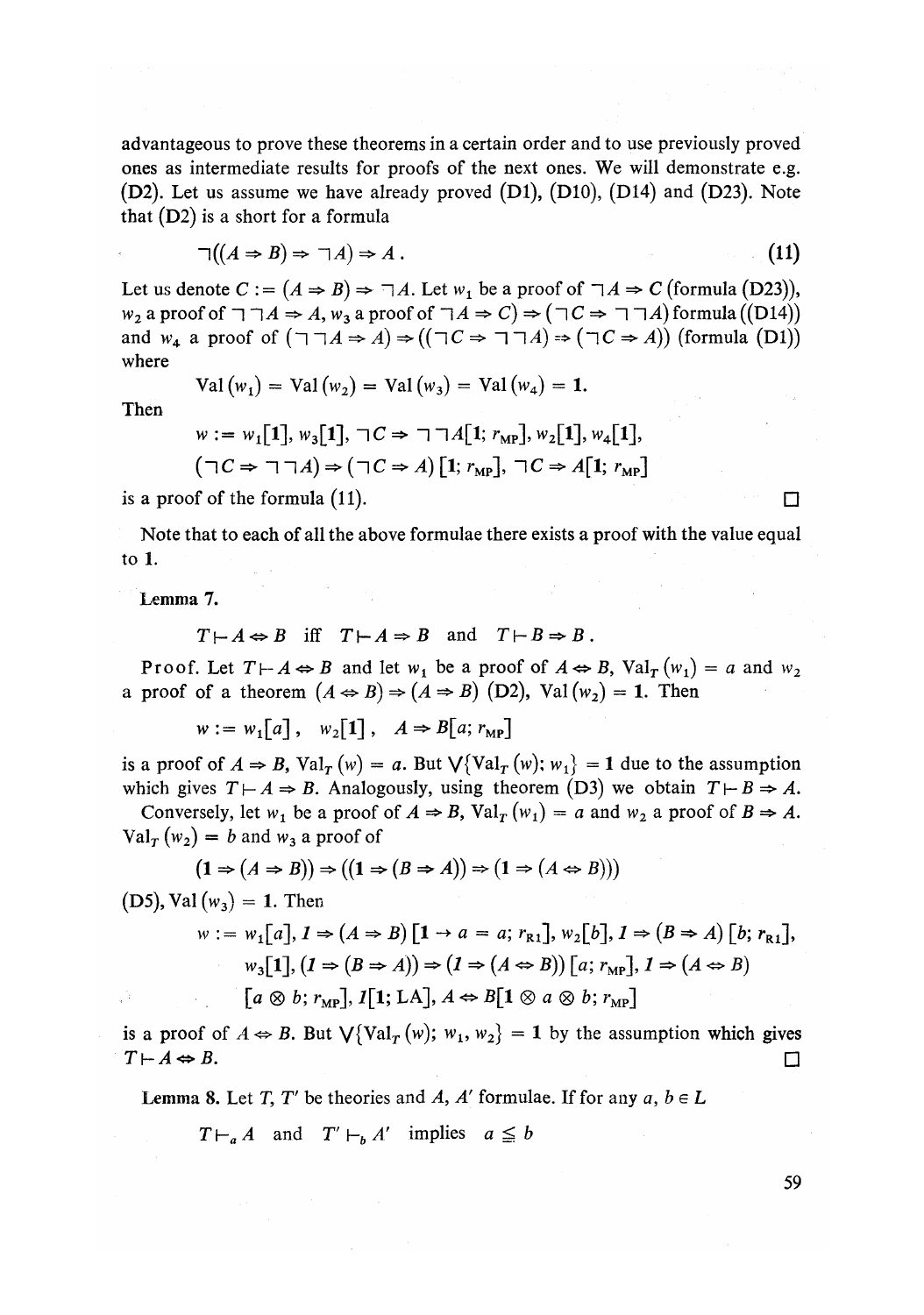advantageous to prove these theorems in a certain order and to use previously proved ones as intermediate results for proofs of the next ones. We will demonstrate e.g. (D2). Let us assume we have already proved (D1), (D10), (D14) and (D23). Note that (D2) is a short for a formula

$$\neg((A \Rightarrow B) \Rightarrow \neg A) \Rightarrow A\,. \tag{11}$$

Let us denote $C := (A \Rightarrow B) \Rightarrow \neg A$. Let $w_1$ be a proof of $\neg A \Rightarrow C$ (formula (D23)), $w_2$ a proof of $\neg\neg A \Rightarrow A$, $w_3$ a proof of $\neg A \Rightarrow C) \Rightarrow (\neg C \Rightarrow \neg\neg A)$ formula ((D14)) and $w_4$ a proof of $(\neg\neg A \Rightarrow A) \Rightarrow ((\neg C \Rightarrow \neg\neg A) \Rightarrow (\neg C \Rightarrow A))$ (formula (D1)) where

$$\mathrm{Val}(w_1) = \mathrm{Val}(w_2) = \mathrm{Val}(w_3) = \mathrm{Val}(w_4) = \mathbf{1}.$$

Then

$$w := w_1[\mathbf{1}],\ w_3[\mathbf{1}],\ \neg C \Rightarrow \neg\neg A[\mathbf{1};\ r_{\mathrm{MP}}],\ w_2[\mathbf{1}],\ w_4[\mathbf{1}],$$
$$(\neg C \Rightarrow \neg\neg A) \Rightarrow (\neg C \Rightarrow A)\,[\mathbf{1};\ r_{\mathrm{MP}}],\ \neg C \Rightarrow A[\mathbf{1};\ r_{\mathrm{MP}}]$$

is a proof of the formula (11). □

Note that to each of all the above formulae there exists a proof with the value equal to $\mathbf{1}$.

**Lemma 7.**

$$T \vdash A \Leftrightarrow B \quad \text{iff} \quad T \vdash A \Rightarrow B \quad \text{and} \quad T \vdash B \Rightarrow B\,.$$

Proof. Let $T \vdash A \Leftrightarrow B$ and let $w_1$ be a proof of $A \Leftrightarrow B$, $\mathrm{Val}_T(w_1) = a$ and $w_2$ a proof of a theorem $(A \Leftrightarrow B) \Rightarrow (A \Rightarrow B)$ (D2), $\mathrm{Val}(w_2) = \mathbf{1}$. Then

$$w := w_1[a]\,,\quad w_2[\mathbf{1}]\,,\quad A \Rightarrow B[a;\ r_{\mathrm{MP}}]$$

is a proof of $A \Rightarrow B$, $\mathrm{Val}_T(w) = a$. But $\bigvee\{\mathrm{Val}_T(w);\ w_1\} = \mathbf{1}$ due to the assumption which gives $T \vdash A \Rightarrow B$. Analogously, using theorem (D3) we obtain $T \vdash B \Rightarrow A$.

Conversely, let $w_1$ be a proof of $A \Rightarrow B$, $\mathrm{Val}_T(w_1) = a$ and $w_2$ a proof of $B \Rightarrow A$. $\mathrm{Val}_T(w_2) = b$ and $w_3$ a proof of

$$(\mathbf{1} \Rightarrow (A \Rightarrow B)) \Rightarrow ((\mathbf{1} \Rightarrow (B \Rightarrow A)) \Rightarrow (\mathbf{1} \Rightarrow (A \Leftrightarrow B)))$$

(D5), $\mathrm{Val}(w_3) = \mathbf{1}$. Then

$$w := w_1[a],\ \mathit{1} \Rightarrow (A \Rightarrow B)\,[\mathbf{1} \to a = a;\ r_{\mathrm{R1}}],\ w_2[b],\ \mathit{1} \Rightarrow (B \Rightarrow A)\,[b;\ r_{\mathrm{R1}}],$$
$$w_3[\mathbf{1}],\ (\mathit{1} \Rightarrow (B \Rightarrow A)) \Rightarrow (\mathit{1} \Rightarrow (A \Leftrightarrow B))\,[a;\ r_{\mathrm{MP}}],\ \mathit{1} \Rightarrow (A \Leftrightarrow B)$$
$$[a \otimes b;\ r_{\mathrm{MP}}],\ \mathit{1}[\mathbf{1};\ \mathrm{LA}],\ A \Leftrightarrow B[\mathbf{1} \otimes a \otimes b;\ r_{\mathrm{MP}}]$$

is a proof of $A \Leftrightarrow B$. But $\bigvee\{\mathrm{Val}_T(w);\ w_1, w_2\} = \mathbf{1}$ by the assumption which gives $T \vdash A \Leftrightarrow B$. □

**Lemma 8.** Let $T$, $T'$ be theories and $A$, $A'$ formulae. If for any $a, b \in L$

$$T \vdash_a A \quad \text{and} \quad T' \vdash_b A' \quad \text{implies} \quad a \leqq b$$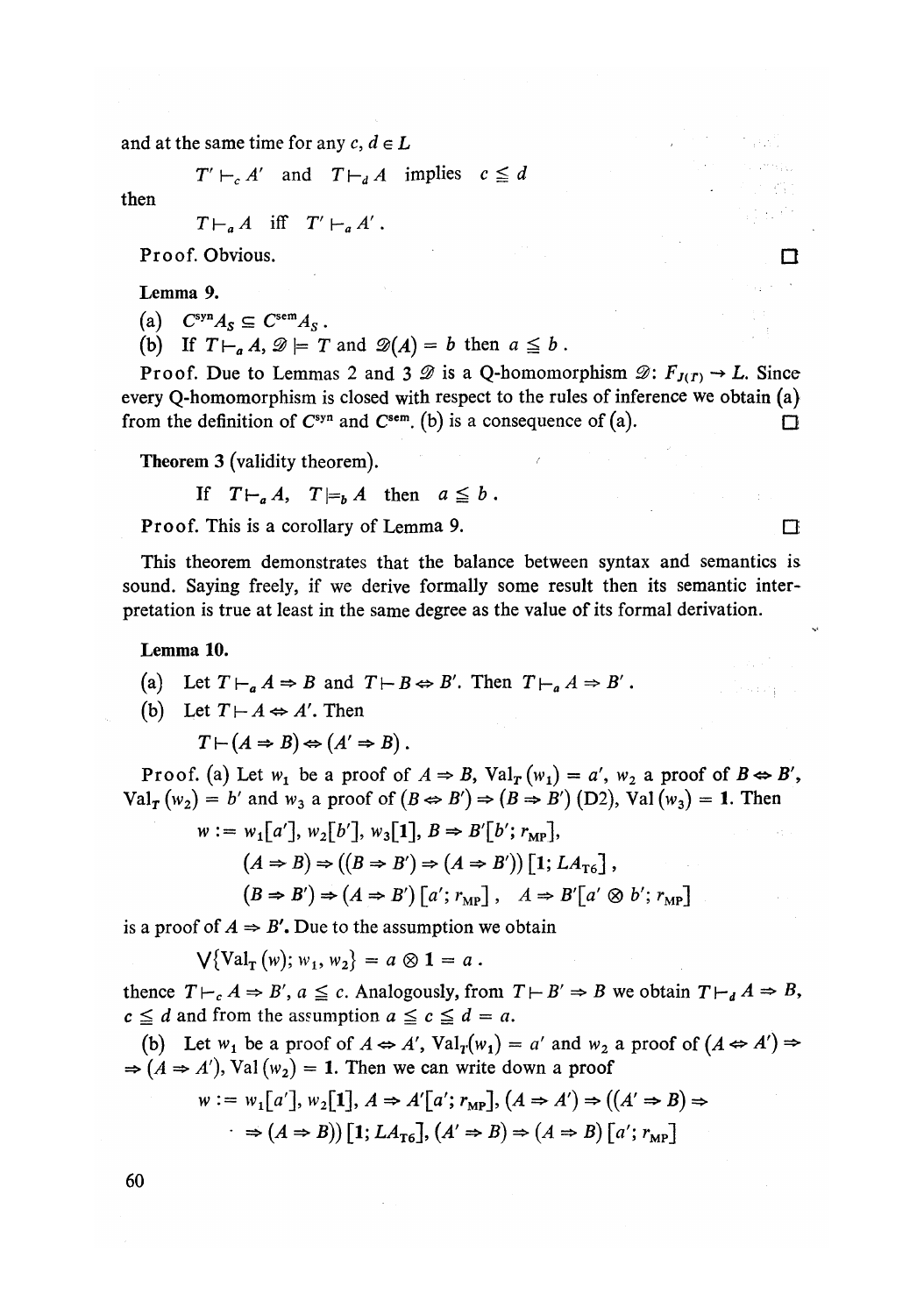and at the same time for any $c, d \in L$

$$T' \vdash_c A' \quad \text{and} \quad T \vdash_d A \quad \text{implies} \quad c \leqq d$$

then

$$T \vdash_a A \quad \text{iff} \quad T' \vdash_a A' .$$

Proof. Obvious. □

**Lemma 9.**

(a) $C^{\text{syn}} A_S \subseteq C^{\text{sem}} A_S$.

(b) If $T \vdash_a A$, $\mathscr{D} \models T$ and $\mathscr{D}(A) = b$ then $a \leqq b$.

Proof. Due to Lemmas 2 and 3 $\mathscr{D}$ is a Q-homomorphism $\mathscr{D}$: $F_{J(T)} \to L$. Since every Q-homomorphism is closed with respect to the rules of inference we obtain (a) from the definition of $C^{\text{syn}}$ and $C^{\text{sem}}$. (b) is a consequence of (a). □

**Theorem 3** (validity theorem).

$$\text{If} \quad T \vdash_a A, \quad T \models_b A \quad \text{then} \quad a \leqq b .$$

Proof. This is a corollary of Lemma 9. □

This theorem demonstrates that the balance between syntax and semantics is sound. Saying freely, if we derive formally some result then its semantic interpretation is true at least in the same degree as the value of its formal derivation.

**Lemma 10.**

(a) Let $T \vdash_a A \Rightarrow B$ and $T \vdash B \Leftrightarrow B'$. Then $T \vdash_a A \Rightarrow B'$.

(b) Let $T \vdash A \Leftrightarrow A'$. Then

$$T \vdash (A \Rightarrow B) \Leftrightarrow (A' \Rightarrow B) .$$

Proof. (a) Let $w_1$ be a proof of $A \Rightarrow B$, $\text{Val}_T(w_1) = a'$, $w_2$ a proof of $B \Leftrightarrow B'$, $\text{Val}_T(w_2) = b'$ and $w_3$ a proof of $(B \Leftrightarrow B') \Rightarrow (B \Rightarrow B')$ (D2), $\text{Val}(w_3) = \mathbf{1}$. Then

$$\begin{aligned} w := \; & w_1[a'],\, w_2[b'],\, w_3[\mathbf{1}],\, B \Rightarrow B'[b'; r_{\text{MP}}], \\ & (A \Rightarrow B) \Rightarrow ((B \Rightarrow B') \Rightarrow (A \Rightarrow B'))\,[\mathbf{1}; LA_{T6}]\,, \\ & (B \Rightarrow B') \Rightarrow (A \Rightarrow B')\,[a'; r_{\text{MP}}]\,, \quad A \Rightarrow B'[a' \otimes b'; r_{\text{MP}}] \end{aligned}$$

is a proof of $A \Rightarrow B'$. Due to the assumption we obtain

$$\bigvee\{\text{Val}_T(w); w_1, w_2\} = a \otimes \mathbf{1} = a .$$

thence $T \vdash_c A \Rightarrow B'$, $a \leqq c$. Analogously, from $T \vdash B' \Rightarrow B$ we obtain $T \vdash_d A \Rightarrow B$, $c \leqq d$ and from the assumption $a \leqq c \leqq d = a$.

(b) Let $w_1$ be a proof of $A \Leftrightarrow A'$, $\text{Val}_T(w_1) = a'$ and $w_2$ a proof of $(A \Leftrightarrow A') \Rightarrow \Rightarrow (A \Rightarrow A')$, $\text{Val}(w_2) = \mathbf{1}$. Then we can write down a proof

$$\begin{aligned} w := \; & w_1[a'],\, w_2[\mathbf{1}],\, A \Rightarrow A'[a'; r_{\text{MP}}],\, (A \Rightarrow A') \Rightarrow ((A' \Rightarrow B) \Rightarrow \\ & \Rightarrow (A \Rightarrow B))\,[\mathbf{1}; LA_{T6}],\, (A' \Rightarrow B) \Rightarrow (A \Rightarrow B)\,[a'; r_{\text{MP}}] \end{aligned}$$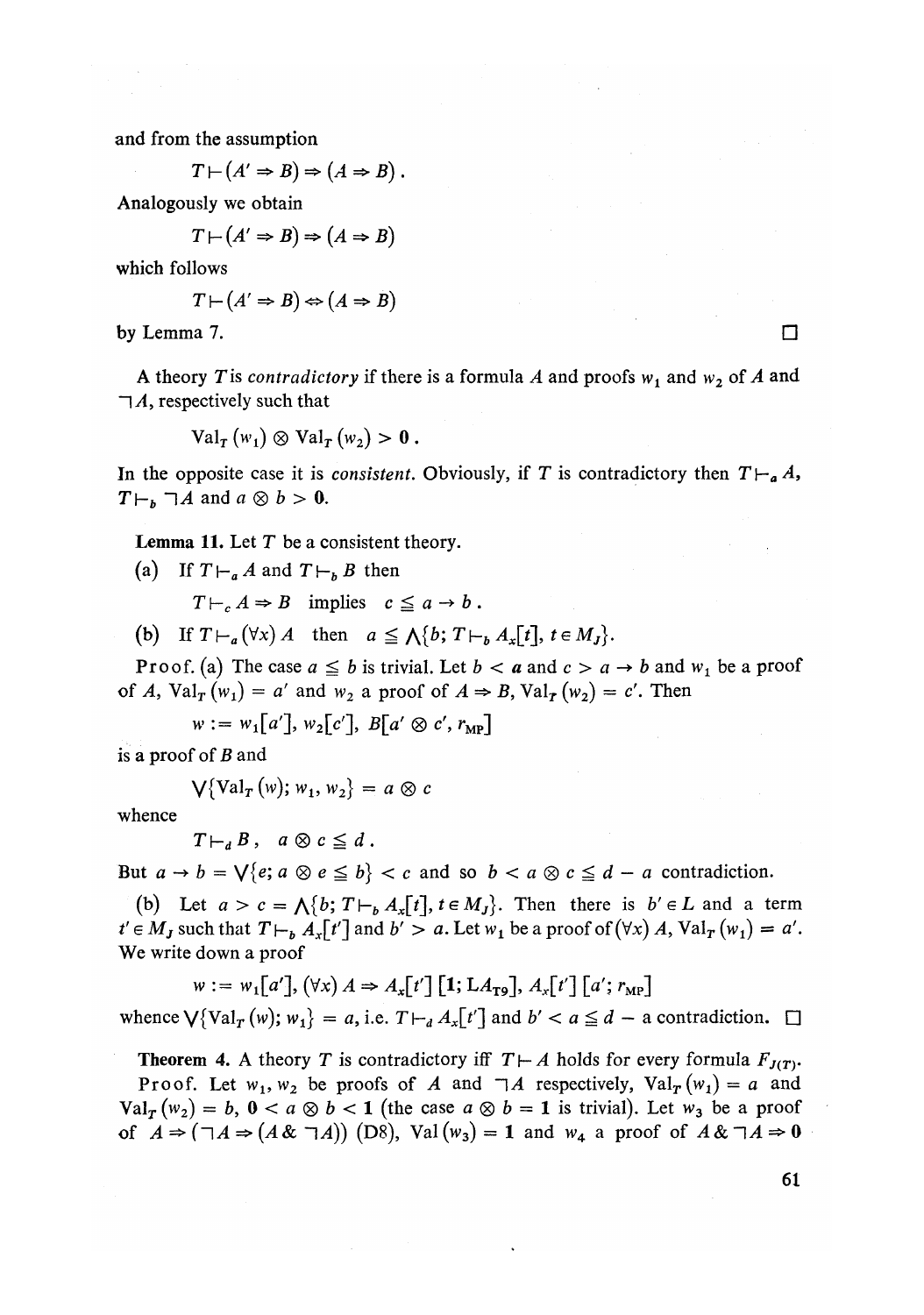and from the assumption

$$T \vdash (A' \Rightarrow B) \Rightarrow (A \Rightarrow B) .$$

Analogously we obtain

$$T \vdash (A' \Rightarrow B) \Rightarrow (A \Rightarrow B)$$

which follows

$$T \vdash (A' \Rightarrow B) \Leftrightarrow (A \Rightarrow B)$$

by Lemma 7. $\square$

A theory $T$ is *contradictory* if there is a formula $A$ and proofs $w_1$ and $w_2$ of $A$ and $\neg A$, respectively such that

$$\mathrm{Val}_T(w_1) \otimes \mathrm{Val}_T(w_2) > \mathbf{0} .$$

In the opposite case it is *consistent*. Obviously, if $T$ is contradictory then $T \vdash_a A$, $T \vdash_b \neg A$ and $a \otimes b > \mathbf{0}$.

**Lemma 11.** Let $T$ be a consistent theory.

(a) If $T \vdash_a A$ and $T \vdash_b B$ then

$$T \vdash_c A \Rightarrow B \quad \text{implies} \quad c \leqq a \to b .$$

(b) If $T \vdash_a (\forall x) A$ then $a \leqq \bigwedge\{b; T \vdash_b A_x[t], t \in M_J\}$.

Proof. (a) The case $a \leqq b$ is trivial. Let $b < a$ and $c > a \to b$ and $w_1$ be a proof of $A$, $\mathrm{Val}_T(w_1) = a'$ and $w_2$ a proof of $A \Rightarrow B$, $\mathrm{Val}_T(w_2) = c'$. Then

$$w := w_1[a'], w_2[c'], B[a' \otimes c', r_{\mathrm{MP}}]$$

is a proof of $B$ and

$$\bigvee\{\mathrm{Val}_T(w); w_1, w_2\} = a \otimes c$$

whence

$$T \vdash_d B , \quad a \otimes c \leqq d .$$

But $a \to b = \bigvee\{e; a \otimes e \leqq b\} < c$ and so $b < a \otimes c \leqq d$ – a contradiction.

(b) Let $a > c = \bigwedge\{b; T \vdash_b A_x[t], t \in M_J\}$. Then there is $b' \in L$ and a term $t' \in M_J$ such that $T \vdash_b A_x[t']$ and $b' > a$. Let $w_1$ be a proof of $(\forall x) A$, $\mathrm{Val}_T(w_1) = a'$. We write down a proof

$$w := w_1[a'], (\forall x) A \Rightarrow A_x[t'] \,[\mathbf{1}; \mathrm{LA}_{\mathrm{T9}}], A_x[t'] \,[a'; r_{\mathrm{MP}}]$$

whence $\bigvee\{\mathrm{Val}_T(w); w_1\} = a$, i.e. $T \vdash_d A_x[t']$ and $b' < a \leqq d$ – a contradiction. $\square$

**Theorem 4.** A theory $T$ is contradictory iff $T \vdash A$ holds for every formula $F_{J(T)}$.

Proof. Let $w_1, w_2$ be proofs of $A$ and $\neg A$ respectively, $\mathrm{Val}_T(w_1) = a$ and $\mathrm{Val}_T(w_2) = b$, $\mathbf{0} < a \otimes b < \mathbf{1}$ (the case $a \otimes b = \mathbf{1}$ is trivial). Let $w_3$ be a proof of $A \Rightarrow (\neg A \Rightarrow (A \,\&\, \neg A))$ (D8), $\mathrm{Val}(w_3) = \mathbf{1}$ and $w_4$ a proof of $A \,\&\, \neg A \Rightarrow \mathbf{0}$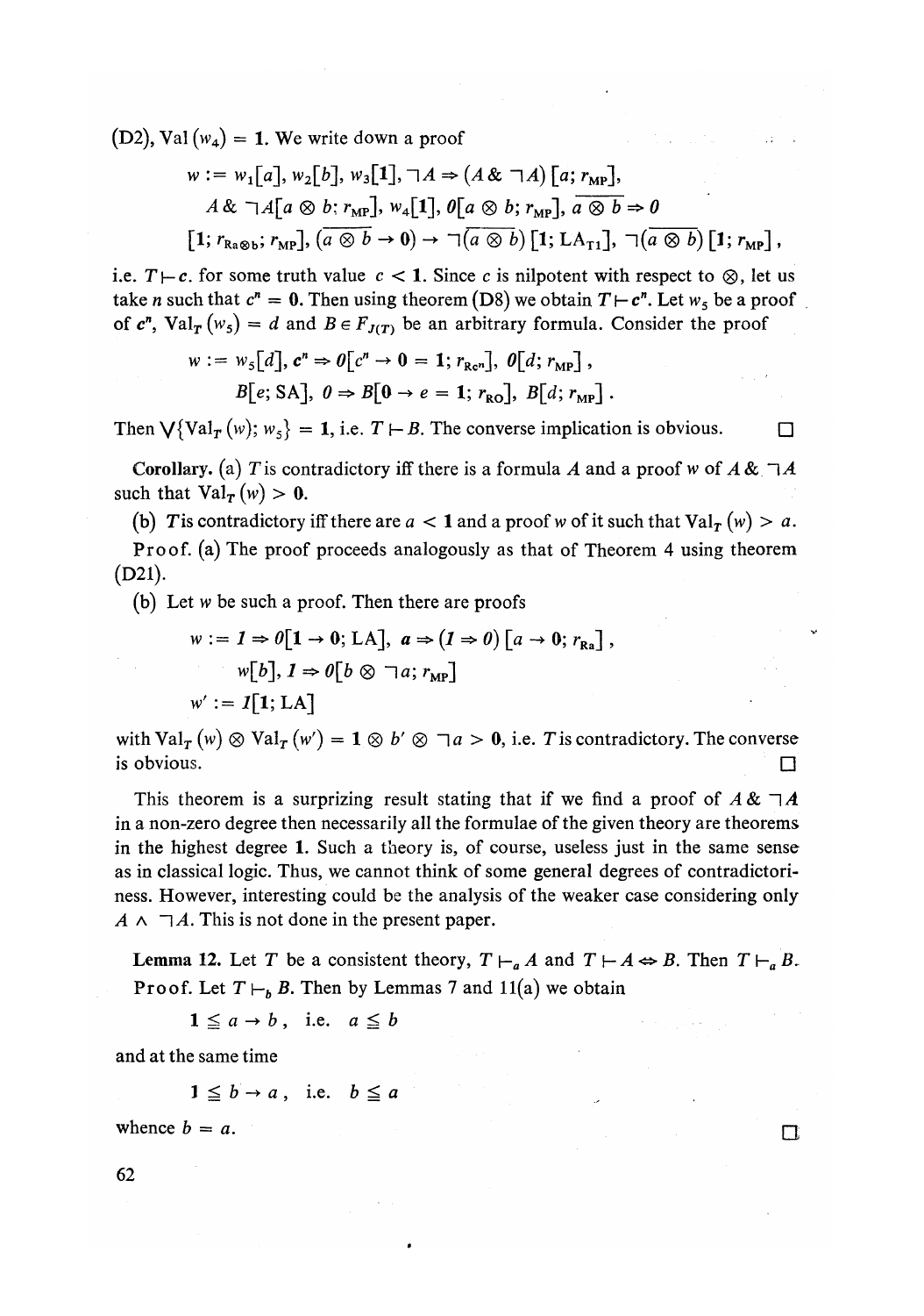(D2), $\mathrm{Val}(w_4) = \mathbf{1}$. We write down a proof

$$w := w_1[a],\ w_2[b],\ w_3[\mathbf{1}],\ \neg A \Rightarrow (A \,\&\, \neg A)\,[a;\, r_{\mathrm{MP}}],$$
$$A \,\&\, \neg A[a \otimes b;\, r_{\mathrm{MP}}],\ w_4[\mathbf{1}],\ \mathit{0}[a \otimes b;\, r_{\mathrm{MP}}],\ \overline{a \otimes b} \Rightarrow \mathit{0}$$
$$[\mathbf{1};\, r_{\mathrm{R}a\otimes b};\, r_{\mathrm{MP}}],\ (\overline{a \otimes b} \to \mathbf{0}) \to \neg(\overline{a \otimes b})\,[\mathbf{1};\, \mathrm{LA}_{\mathrm{T1}}],\ \neg(\overline{a \otimes b})\,[\mathbf{1};\, r_{\mathrm{MP}}]\,,$$

i.e. $T \vdash \mathbf{c}$. for some truth value $c < \mathbf{1}$. Since $c$ is nilpotent with respect to $\otimes$, let us take $n$ such that $c^n = \mathbf{0}$. Then using theorem (D8) we obtain $T \vdash \mathbf{c}^n$. Let $w_5$ be a proof of $\mathbf{c}^n$, $\mathrm{Val}_T(w_5) = d$ and $B \in F_{J(T)}$ be an arbitrary formula. Consider the proof

$$w := w_5[d],\ \mathbf{c}^n \Rightarrow \mathit{0}[c^n \to \mathbf{0} = \mathbf{1};\, r_{\mathrm{Rc}^n}],\ \mathit{0}[d;\, r_{\mathrm{MP}}]\,,$$
$$B[e;\, \mathrm{SA}],\ \mathit{0} \Rightarrow B[\mathbf{0} \to e = \mathbf{1};\, r_{\mathrm{RO}}],\ B[d;\, r_{\mathrm{MP}}]\,.$$

Then $\bigvee\{\mathrm{Val}_T(w);\, w_5\} = \mathbf{1}$, i.e. $T \vdash B$. The converse implication is obvious. □

**Corollary.** (a) $T$ is contradictory iff there is a formula $A$ and a proof $w$ of $A \,\&\, \neg A$ such that $\mathrm{Val}_T(w) > \mathbf{0}$.

(b) $T$ is contradictory iff there are $a < \mathbf{1}$ and a proof $w$ of it such that $\mathrm{Val}_T(w) > a$.

Proof. (a) The proof proceeds analogously as that of Theorem 4 using theorem (D21).

(b) Let $w$ be such a proof. Then there are proofs

$$w := \mathit{1} \Rightarrow \mathit{0}[\mathbf{1} \to \mathbf{0};\, \mathrm{LA}],\ \mathbf{a} \Rightarrow (\mathit{1} \Rightarrow \mathit{0})\,[a \to \mathbf{0};\, r_{\mathrm{Ra}}]\,,$$
$$w[b],\ \mathit{1} \Rightarrow \mathit{0}[b \otimes \neg a;\, r_{\mathrm{MP}}]$$
$$w' := \mathit{1}[\mathbf{1};\, \mathrm{LA}]$$

with $\mathrm{Val}_T(w) \otimes \mathrm{Val}_T(w') = \mathbf{1} \otimes b' \otimes \neg a > \mathbf{0}$, i.e. $T$ is contradictory. The converse is obvious. □

This theorem is a surprizing result stating that if we find a proof of $A \,\&\, \neg A$ in a non-zero degree then necessarily all the formulae of the given theory are theorems in the highest degree $\mathbf{1}$. Such a theory is, of course, useless just in the same sense as in classical logic. Thus, we cannot think of some general degrees of contradictoriness. However, interesting could be the analysis of the weaker case considering only $A \wedge \neg A$. This is not done in the present paper.

**Lemma 12.** Let $T$ be a consistent theory, $T \vdash_a A$ and $T \vdash A \Leftrightarrow B$. Then $T \vdash_a B$.
Proof. Let $T \vdash_b B$. Then by Lemmas 7 and 11(a) we obtain

$$\mathbf{1} \leqq a \to b\,, \quad \text{i.e.} \quad a \leqq b$$

and at the same time

$$\mathbf{1} \leqq b \to a\,, \quad \text{i.e.} \quad b \leqq a$$

whence $b = a$. □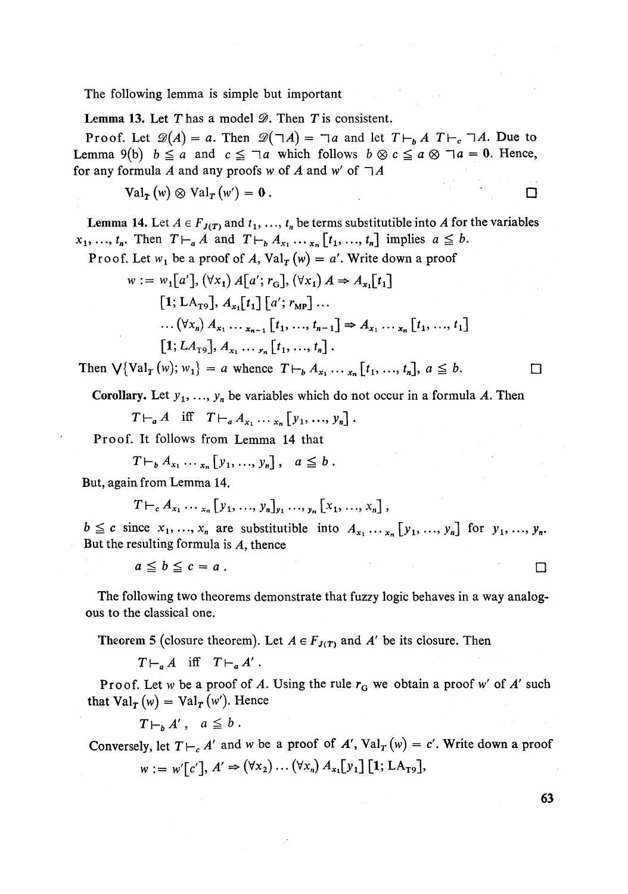The following lemma is simple but important

**Lemma 13.** Let $T$ has a model $\mathscr{D}$. Then $T$ is consistent.

Proof. Let $\mathscr{D}(A) = a$. Then $\mathscr{D}(\neg A) = \neg a$ and let $T \vdash_b A$ $T \vdash_c \neg A$. Due to Lemma 9(b) $b \leqq a$ and $c \leqq \neg a$ which follows $b \otimes c \leqq a \otimes \neg a = \mathbf{0}$. Hence, for any formula $A$ and any proofs $w$ of $A$ and $w'$ of $\neg A$

$$\mathrm{Val}_T(w) \otimes \mathrm{Val}_T(w') = \mathbf{0}\,. \qquad \square$$

**Lemma 14.** Let $A \in F_{J(T)}$ and $t_1, \ldots, t_n$ be terms substitutible into $A$ for the variables $x_1, \ldots, t_n$. Then $T \vdash_a A$ and $T \vdash_b A_{x_1 \ldots x_n}[t_1, \ldots, t_n]$ implies $a \leqq b$.

Proof. Let $w_1$ be a proof of $A$, $\mathrm{Val}_T(w) = a'$. Write down a proof

$$w := w_1[a'], (\forall x_1)\, A[a'; r_G], (\forall x_1)\, A \Rightarrow A_{x_1}[t_1]$$
$$[\mathbf{1}; \mathrm{LA}_{T9}], A_{x_1}[t_1]\,[a'; r_{MP}] \ldots$$
$$\ldots (\forall x_n)\, A_{x_1} \ldots_{x_{n-1}} [t_1, \ldots, t_{n-1}] \Rightarrow A_{x_1} \ldots_{x_n} [t_1, \ldots, t_1]$$
$$[\mathbf{1}; LA_{T9}], A_{x_1} \ldots_{y_n} [t_1, \ldots, t_n]\,.$$

Then $\bigvee\{\mathrm{Val}_T(w); w_1\} = a$ whence $T \vdash_b A_{x_1} \ldots_{x_n} [t_1, \ldots, t_n]$, $a \leqq b$. $\square$

**Corollary.** Let $y_1, \ldots, y_n$ be variables which do not occur in a formula $A$. Then

$$T \vdash_a A \quad \text{iff} \quad T \vdash_a A_{x_1} \ldots_{x_n} [y_1, \ldots, y_n]\,.$$

Proof. It follows from Lemma 14 that

$$T \vdash_b A_{x_1} \ldots_{x_n} [y_1, \ldots, y_n]\,, \quad a \leqq b\,.$$

But, again from Lemma 14.

$$T \vdash_c A_{x_1} \ldots_{x_n} [y_1, \ldots, y_n]_{y_1} \ldots_{y_n} [x_1, \ldots, x_n]\,,$$

$b \leqq c$ since $x_1, \ldots, x_n$ are substitutible into $A_{x_1} \ldots_{x_n} [y_1, \ldots, y_n]$ for $y_1, \ldots, y_n$. But the resulting formula is $A$, thence

$$a \leqq b \leqq c = a\,. \qquad \square$$

The following two theorems demonstrate that fuzzy logic behaves in a way analogous to the classical one.

**Theorem 5** (closure theorem). Let $A \in F_{J(T)}$ and $A'$ be its closure. Then

$$T \vdash_a A \quad \text{iff} \quad T \vdash_a A'\,.$$

Proof. Let $w$ be a proof of $A$. Using the rule $r_G$ we obtain a proof $w'$ of $A'$ such that $\mathrm{Val}_T(w) = \mathrm{Val}_T(w')$. Hence

$$T \vdash_b A'\,, \quad a \leqq b\,.$$

Conversely, let $T \vdash_c A'$ and $w$ be a proof of $A'$, $\mathrm{Val}_T(w) = c'$. Write down a proof

$$w := w'[c'], A' \Rightarrow (\forall x_2) \ldots (\forall x_n)\, A_{x_1}[y_1]\,[\mathbf{1}; \mathrm{LA}_{T9}],$$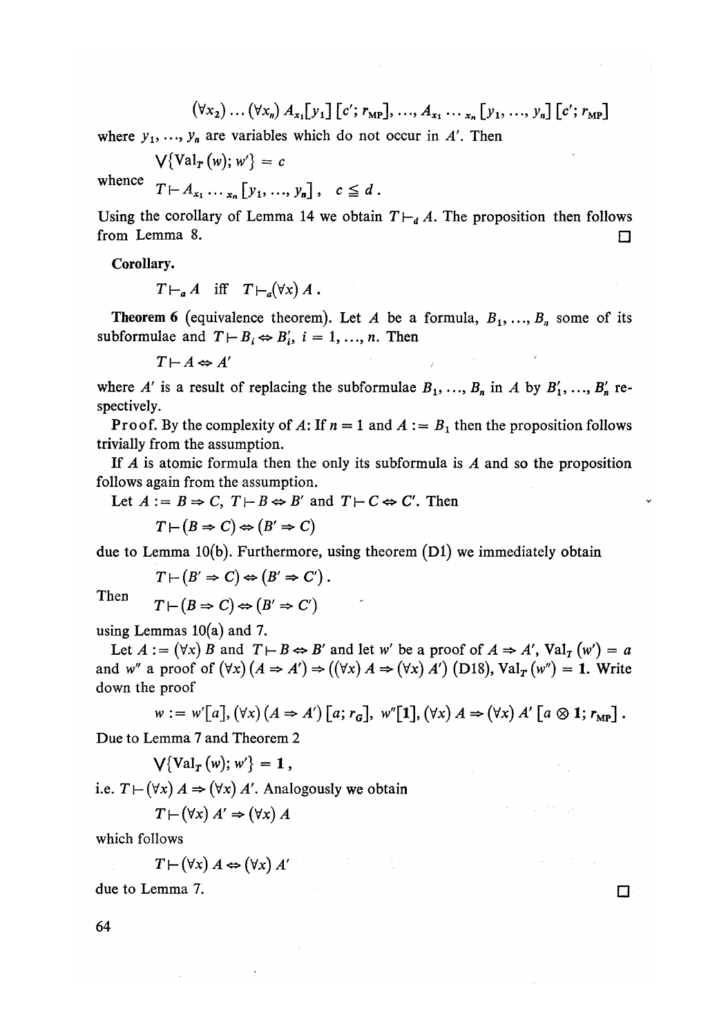$$(\forall x_2) \dots (\forall x_n) A_{x_1}[y_1] [c'; r_{MP}], \dots, A_{x_1 \dots x_n} [y_1, \dots, y_n] [c'; r_{MP}]$$

where $y_1, \dots, y_n$ are variables which do not occur in $A'$. Then

$$\bigvee \{\mathrm{Val}_T(w); w'\} = c$$

whence

$$T \vdash A_{x_1 \dots x_n} [y_1, \dots, y_n], \quad c \leqq d .$$

Using the corollary of Lemma 14 we obtain $T \vdash_d A$. The proposition then follows from Lemma 8. □

**Corollary.**

$$T \vdash_a A \quad \text{iff} \quad T \vdash_a (\forall x) A .$$

**Theorem 6** (equivalence theorem). Let $A$ be a formula, $B_1, \dots, B_n$ some of its subformulae and $T \vdash B_i \Leftrightarrow B_i'$, $i = 1, \dots, n$. Then

$$T \vdash A \Leftrightarrow A'$$

where $A'$ is a result of replacing the subformulae $B_1, \dots, B_n$ in $A$ by $B_1', \dots, B_n'$ respectively.

Proof. By the complexity of $A$: If $n = 1$ and $A := B_1$ then the proposition follows trivially from the assumption.

If $A$ is atomic formula then the only its subformula is $A$ and so the proposition follows again from the assumption.

Let $A := B \Rightarrow C$, $T \vdash B \Leftrightarrow B'$ and $T \vdash C \Leftrightarrow C'$. Then

$$T \vdash (B \Rightarrow C) \Leftrightarrow (B' \Rightarrow C)$$

due to Lemma 10(b). Furthermore, using theorem (D1) we immediately obtain

$$T \vdash (B' \Rightarrow C) \Leftrightarrow (B' \Rightarrow C') .$$

Then

$$T \vdash (B \Rightarrow C) \Leftrightarrow (B' \Rightarrow C')$$

using Lemmas 10(a) and 7.

Let $A := (\forall x) B$ and $T \vdash B \Leftrightarrow B'$ and let $w'$ be a proof of $A \Rightarrow A'$, $\mathrm{Val}_T(w') = a$ and $w''$ a proof of $(\forall x)(A \Rightarrow A') \Rightarrow ((\forall x) A \Rightarrow (\forall x) A')$ (D18), $\mathrm{Val}_T(w'') = \mathbf{1}$. Write down the proof

$$w := w'[a], (\forall x)(A \Rightarrow A') [a; r_G], \; w''[\mathbf{1}], (\forall x) A \Rightarrow (\forall x) A' [a \otimes \mathbf{1}; r_{MP}] .$$

Due to Lemma 7 and Theorem 2

$$\bigvee \{\mathrm{Val}_T(w); w'\} = \mathbf{1} ,$$

i.e. $T \vdash (\forall x) A \Rightarrow (\forall x) A'$. Analogously we obtain

$$T \vdash (\forall x) A' \Rightarrow (\forall x) A$$

which follows

$$T \vdash (\forall x) A \Leftrightarrow (\forall x) A'$$

due to Lemma 7. □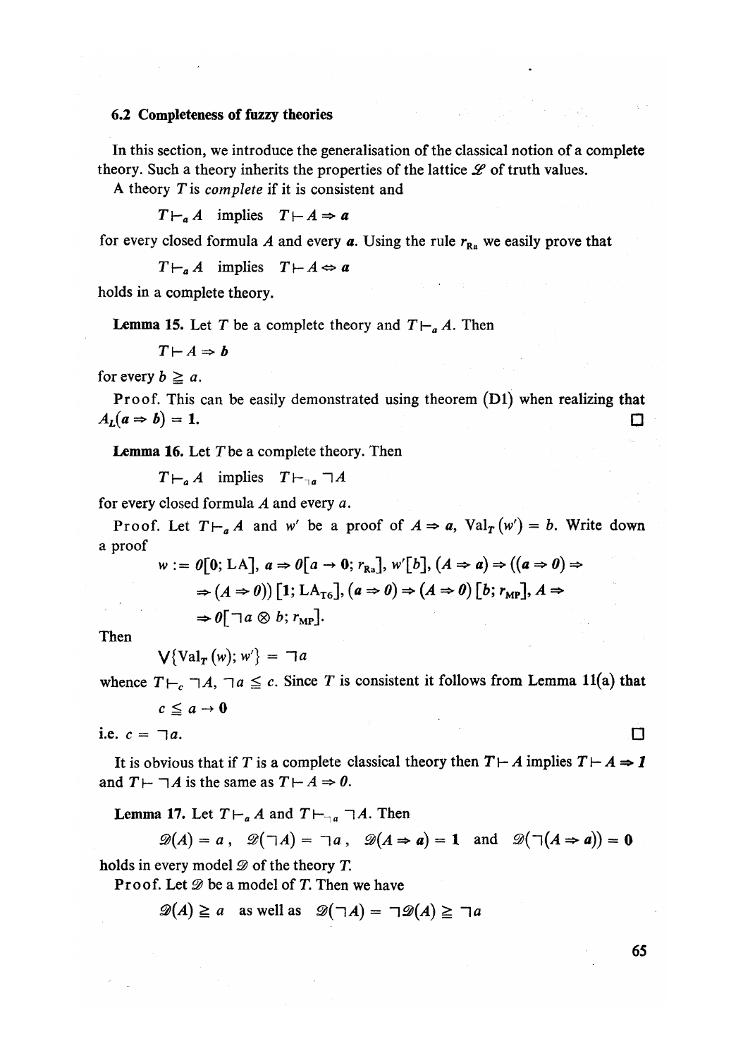### 6.2 Completeness of fuzzy theories

In this section, we introduce the generalisation of the classical notion of a complete theory. Such a theory inherits the properties of the lattice $\mathscr{L}$ of truth values.

A theory $T$ is *complete* if it is consistent and

$$T \vdash_a A \quad \text{implies} \quad T \vdash A \Rightarrow \boldsymbol{a}$$

for every closed formula $A$ and every $\boldsymbol{a}$. Using the rule $r_{\mathrm{Ra}}$ we easily prove that

$$T \vdash_a A \quad \text{implies} \quad T \vdash A \Leftrightarrow \boldsymbol{a}$$

holds in a complete theory.

**Lemma 15.** Let $T$ be a complete theory and $T \vdash_a A$. Then

$$T \vdash A \Rightarrow \boldsymbol{b}$$

for every $b \geqq a$.

Proof. This can be easily demonstrated using theorem (D1) when realizing that $A_L(\boldsymbol{a} \Rightarrow \boldsymbol{b}) = \mathbf{1}$. □

**Lemma 16.** Let $T$ be a complete theory. Then

$$T \vdash_a A \quad \text{implies} \quad T \vdash_{\neg a} \neg A$$

for every closed formula $A$ and every $a$.

Proof. Let $T \vdash_a A$ and $w'$ be a proof of $A \Rightarrow \boldsymbol{a}$, $\mathrm{Val}_T(w') = b$. Write down a proof

$$w := \boldsymbol{0}[0; \mathrm{LA}],\ \boldsymbol{a} \Rightarrow \boldsymbol{0}[a \rightarrow 0; r_{\mathrm{Ra}}],\ w'[b],\ (A \Rightarrow \boldsymbol{a}) \Rightarrow ((\boldsymbol{a} \Rightarrow \boldsymbol{0}) \Rightarrow$$
$$\Rightarrow (A \Rightarrow \boldsymbol{0}))\,[1; \mathrm{LA}_{\mathrm{T6}}],\ (\boldsymbol{a} \Rightarrow \boldsymbol{0}) \Rightarrow (A \Rightarrow \boldsymbol{0})\,[b; r_{\mathrm{MP}}],\ A \Rightarrow$$
$$\Rightarrow \boldsymbol{0}[\neg a \otimes b; r_{\mathrm{MP}}].$$

Then

$$\bigvee\{\mathrm{Val}_T(w); w'\} = \neg a$$

whence $T \vdash_c \neg A$, $\neg a \leqq c$. Since $T$ is consistent it follows from Lemma 11(a) that

$$c \leqq a \rightarrow 0$$

i.e. $c = \neg a$. □

It is obvious that if $T$ is a complete classical theory then $T \vdash A$ implies $T \vdash A \Rightarrow \boldsymbol{1}$ and $T \vdash \neg A$ is the same as $T \vdash A \Rightarrow \boldsymbol{0}$.

**Lemma 17.** Let $T \vdash_a A$ and $T \vdash_{\neg a} \neg A$. Then

$$\mathscr{D}(A) = a\,, \quad \mathscr{D}(\neg A) = \neg a\,, \quad \mathscr{D}(A \Rightarrow \boldsymbol{a}) = \mathbf{1} \quad \text{and} \quad \mathscr{D}(\neg(A \Rightarrow \boldsymbol{a})) = \mathbf{0}$$

holds in every model $\mathscr{D}$ of the theory $T$.

Proof. Let $\mathscr{D}$ be a model of $T$. Then we have

$$\mathscr{D}(A) \geqq a \quad \text{as well as} \quad \mathscr{D}(\neg A) = \neg\mathscr{D}(A) \geqq \neg a$$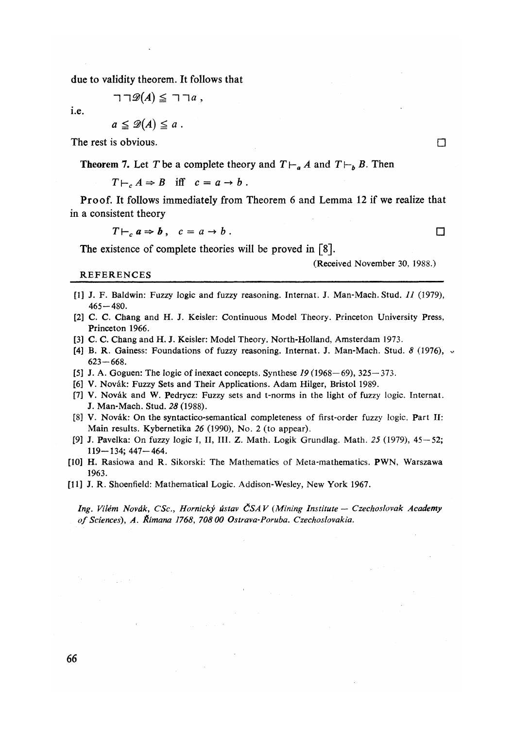due to validity theorem. It follows that

$$\neg\neg\mathscr{D}(A) \leqq \neg\neg a ,$$

i.e.

$$a \leqq \mathscr{D}(A) \leqq a .$$

The rest is obvious. □

**Theorem 7.** Let $T$ be a complete theory and $T \vdash_a A$ and $T \vdash_b B$. Then

$$T \vdash_c A \Rightarrow B \quad \text{iff} \quad c = a \rightarrow b .$$

Proof. It follows immediately from Theorem 6 and Lemma 12 if we realize that in a consistent theory

$$T \vdash_c \mathbf{a} \Rightarrow \mathbf{b}, \quad c = a \rightarrow b . \qquad \square$$

The existence of complete theories will be proved in [8].

(Received November 30, 1988.)

## REFERENCES

[1] J. F. Baldwin: Fuzzy logic and fuzzy reasoning. Internat. J. Man-Mach. Stud. *11* (1979), 465–480.

[2] C. C. Chang and H. J. Keisler: Continuous Model Theory. Princeton University Press, Princeton 1966.

[3] C. C. Chang and H. J. Keisler: Model Theory. North-Holland, Amsterdam 1973.

[4] B. R. Gainess: Foundations of fuzzy reasoning. Internat. J. Man-Mach. Stud. *8* (1976), 623–668.

[5] J. A. Goguen: The logic of inexact concepts. Synthese *19* (1968–69), 325–373.

[6] V. Novák: Fuzzy Sets and Their Applications. Adam Hilger, Bristol 1989.

[7] V. Novák and W. Pedrycz: Fuzzy sets and t-norms in the light of fuzzy logic. Internat. J. Man-Mach. Stud. *28* (1988).

[8] V. Novák: On the syntactico-semantical completeness of first-order fuzzy logic. Part II: Main results. Kybernetika *26* (1990), No. 2 (to appear).

[9] J. Pavelka: On fuzzy logic I, II, III. Z. Math. Logik Grundlag. Math. *25* (1979), 45–52; 119–134; 447–464.

[10] H. Rasiowa and R. Sikorski: The Mathematics of Meta-mathematics. PWN, Warszawa 1963.

[11] J. R. Shoenfield: Mathematical Logic. Addison-Wesley, New York 1967.

*Ing. Vilém Novák, CSc., Hornický ústav ČSAV (Mining Institute — Czechoslovak Academy of Sciences), A. Římana 1768, 708 00 Ostrava-Poruba. Czechoslovakia.*